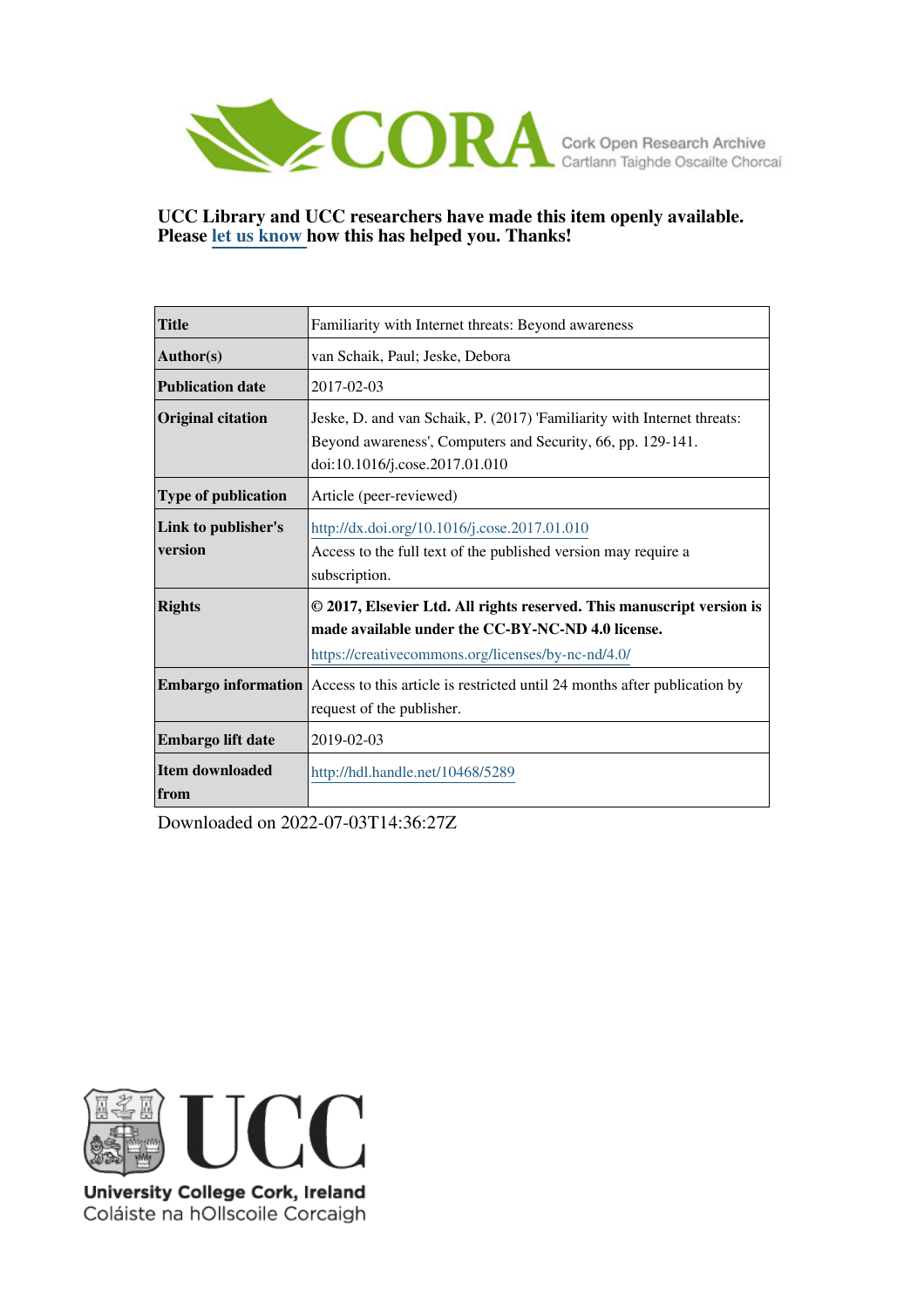CORA Cork Open Research Archive
Cartlann Taighde Oscailte Chorcaí

**UCC Library and UCC researchers have made this item openly available. Please let us know how this has helped you. Thanks!**

| | |
|---|---|
| **Title** | Familiarity with Internet threats: Beyond awareness |
| **Author(s)** | van Schaik, Paul; Jeske, Debora |
| **Publication date** | 2017-02-03 |
| **Original citation** | Jeske, D. and van Schaik, P. (2017) 'Familiarity with Internet threats: Beyond awareness', Computers and Security, 66, pp. 129-141. doi:10.1016/j.cose.2017.01.010 |
| **Type of publication** | Article (peer-reviewed) |
| **Link to publisher's version** | http://dx.doi.org/10.1016/j.cose.2017.01.010 Access to the full text of the published version may require a subscription. |
| **Rights** | **© 2017, Elsevier Ltd. All rights reserved. This manuscript version is made available under the CC-BY-NC-ND 4.0 license.** https://creativecommons.org/licenses/by-nc-nd/4.0/ |
| **Embargo information** | Access to this article is restricted until 24 months after publication by request of the publisher. |
| **Embargo lift date** | 2019-02-03 |
| **Item downloaded from** | http://hdl.handle.net/10468/5289 |

Downloaded on 2022-07-03T14:36:27Z

UCC
University College Cork, Ireland
Coláiste na hOllscoile Corcaigh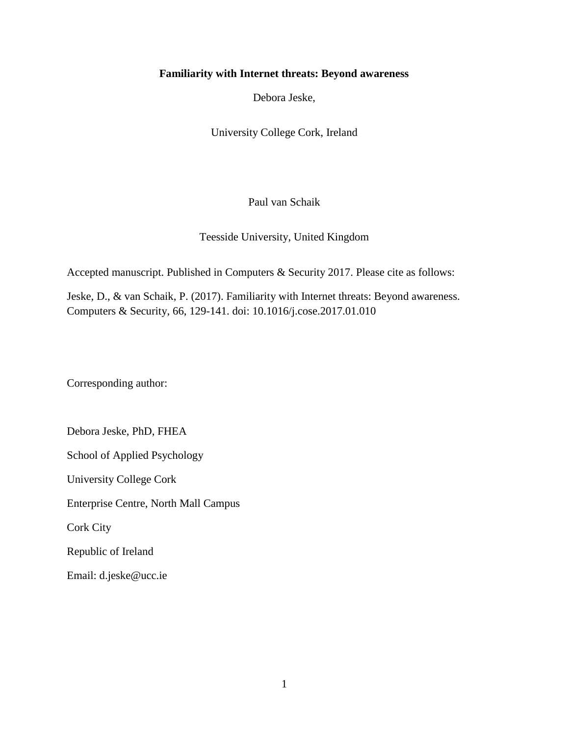**Familiarity with Internet threats: Beyond awareness**

Debora Jeske,

University College Cork, Ireland

Paul van Schaik

Teesside University, United Kingdom

Accepted manuscript. Published in Computers & Security 2017. Please cite as follows:

Jeske, D., & van Schaik, P. (2017). Familiarity with Internet threats: Beyond awareness. Computers & Security, 66, 129-141. doi: 10.1016/j.cose.2017.01.010

Corresponding author:

Debora Jeske, PhD, FHEA

School of Applied Psychology

University College Cork

Enterprise Centre, North Mall Campus

Cork City

Republic of Ireland

Email: d.jeske@ucc.ie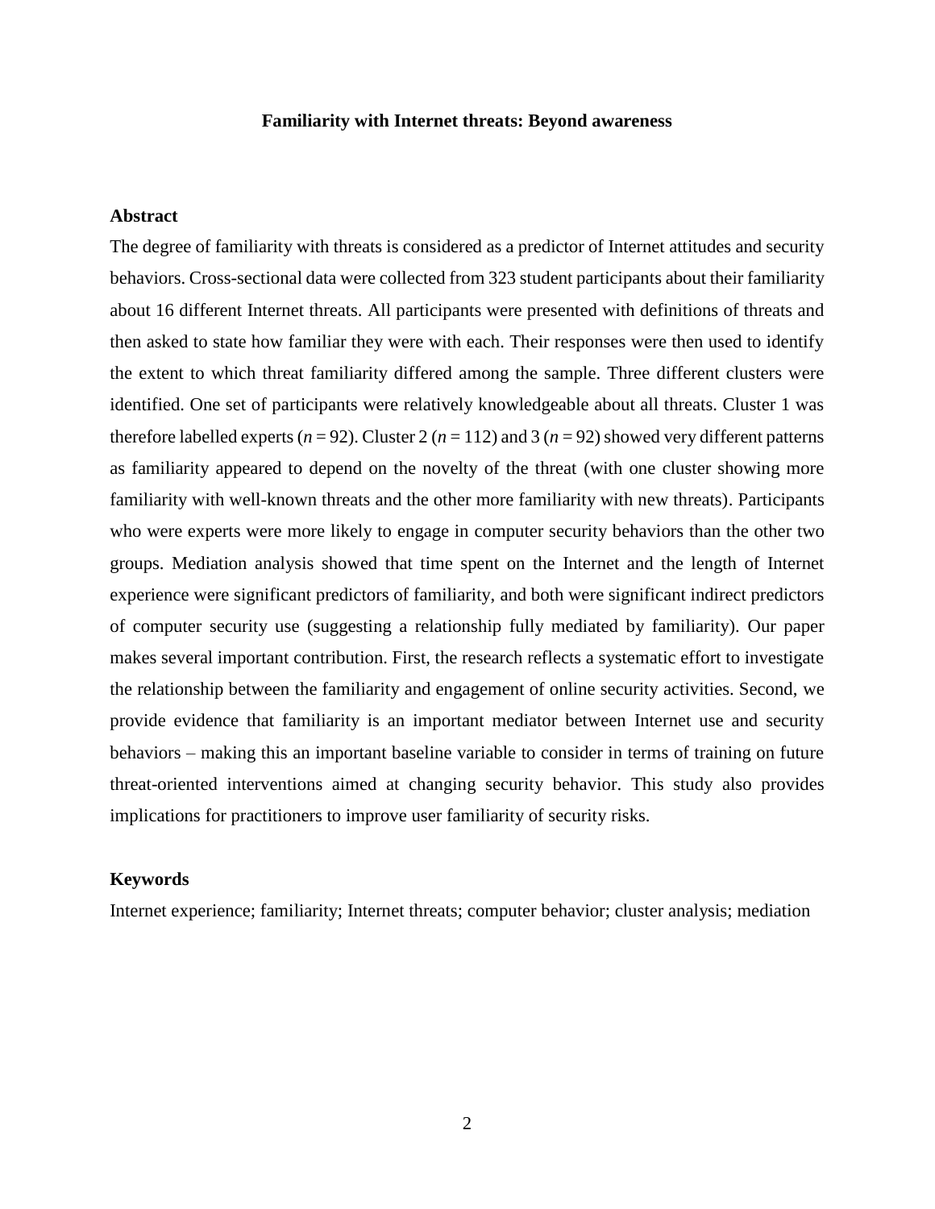**Familiarity with Internet threats: Beyond awareness**

## Abstract

The degree of familiarity with threats is considered as a predictor of Internet attitudes and security behaviors. Cross-sectional data were collected from 323 student participants about their familiarity about 16 different Internet threats. All participants were presented with definitions of threats and then asked to state how familiar they were with each. Their responses were then used to identify the extent to which threat familiarity differed among the sample. Three different clusters were identified. One set of participants were relatively knowledgeable about all threats. Cluster 1 was therefore labelled experts ($n = 92$). Cluster 2 ($n = 112$) and 3 ($n = 92$) showed very different patterns as familiarity appeared to depend on the novelty of the threat (with one cluster showing more familiarity with well-known threats and the other more familiarity with new threats). Participants who were experts were more likely to engage in computer security behaviors than the other two groups. Mediation analysis showed that time spent on the Internet and the length of Internet experience were significant predictors of familiarity, and both were significant indirect predictors of computer security use (suggesting a relationship fully mediated by familiarity). Our paper makes several important contribution. First, the research reflects a systematic effort to investigate the relationship between the familiarity and engagement of online security activities. Second, we provide evidence that familiarity is an important mediator between Internet use and security behaviors – making this an important baseline variable to consider in terms of training on future threat-oriented interventions aimed at changing security behavior. This study also provides implications for practitioners to improve user familiarity of security risks.

## Keywords

Internet experience; familiarity; Internet threats; computer behavior; cluster analysis; mediation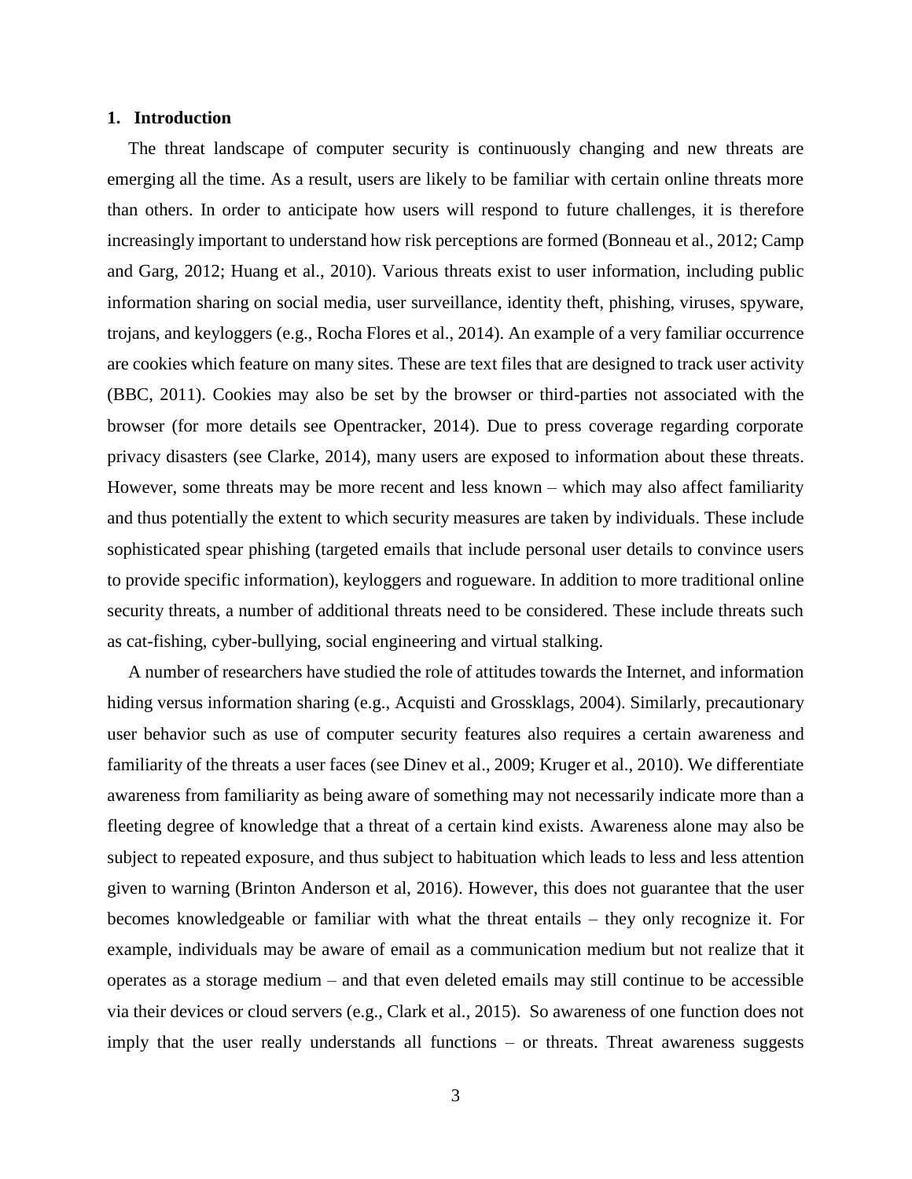## 1. Introduction

The threat landscape of computer security is continuously changing and new threats are emerging all the time. As a result, users are likely to be familiar with certain online threats more than others. In order to anticipate how users will respond to future challenges, it is therefore increasingly important to understand how risk perceptions are formed (Bonneau et al., 2012; Camp and Garg, 2012; Huang et al., 2010). Various threats exist to user information, including public information sharing on social media, user surveillance, identity theft, phishing, viruses, spyware, trojans, and keyloggers (e.g., Rocha Flores et al., 2014). An example of a very familiar occurrence are cookies which feature on many sites. These are text files that are designed to track user activity (BBC, 2011). Cookies may also be set by the browser or third-parties not associated with the browser (for more details see Opentracker, 2014). Due to press coverage regarding corporate privacy disasters (see Clarke, 2014), many users are exposed to information about these threats. However, some threats may be more recent and less known – which may also affect familiarity and thus potentially the extent to which security measures are taken by individuals. These include sophisticated spear phishing (targeted emails that include personal user details to convince users to provide specific information), keyloggers and rogueware. In addition to more traditional online security threats, a number of additional threats need to be considered. These include threats such as cat-fishing, cyber-bullying, social engineering and virtual stalking.

A number of researchers have studied the role of attitudes towards the Internet, and information hiding versus information sharing (e.g., Acquisti and Grossklags, 2004). Similarly, precautionary user behavior such as use of computer security features also requires a certain awareness and familiarity of the threats a user faces (see Dinev et al., 2009; Kruger et al., 2010). We differentiate awareness from familiarity as being aware of something may not necessarily indicate more than a fleeting degree of knowledge that a threat of a certain kind exists. Awareness alone may also be subject to repeated exposure, and thus subject to habituation which leads to less and less attention given to warning (Brinton Anderson et al, 2016). However, this does not guarantee that the user becomes knowledgeable or familiar with what the threat entails – they only recognize it. For example, individuals may be aware of email as a communication medium but not realize that it operates as a storage medium – and that even deleted emails may still continue to be accessible via their devices or cloud servers (e.g., Clark et al., 2015). So awareness of one function does not imply that the user really understands all functions – or threats. Threat awareness suggests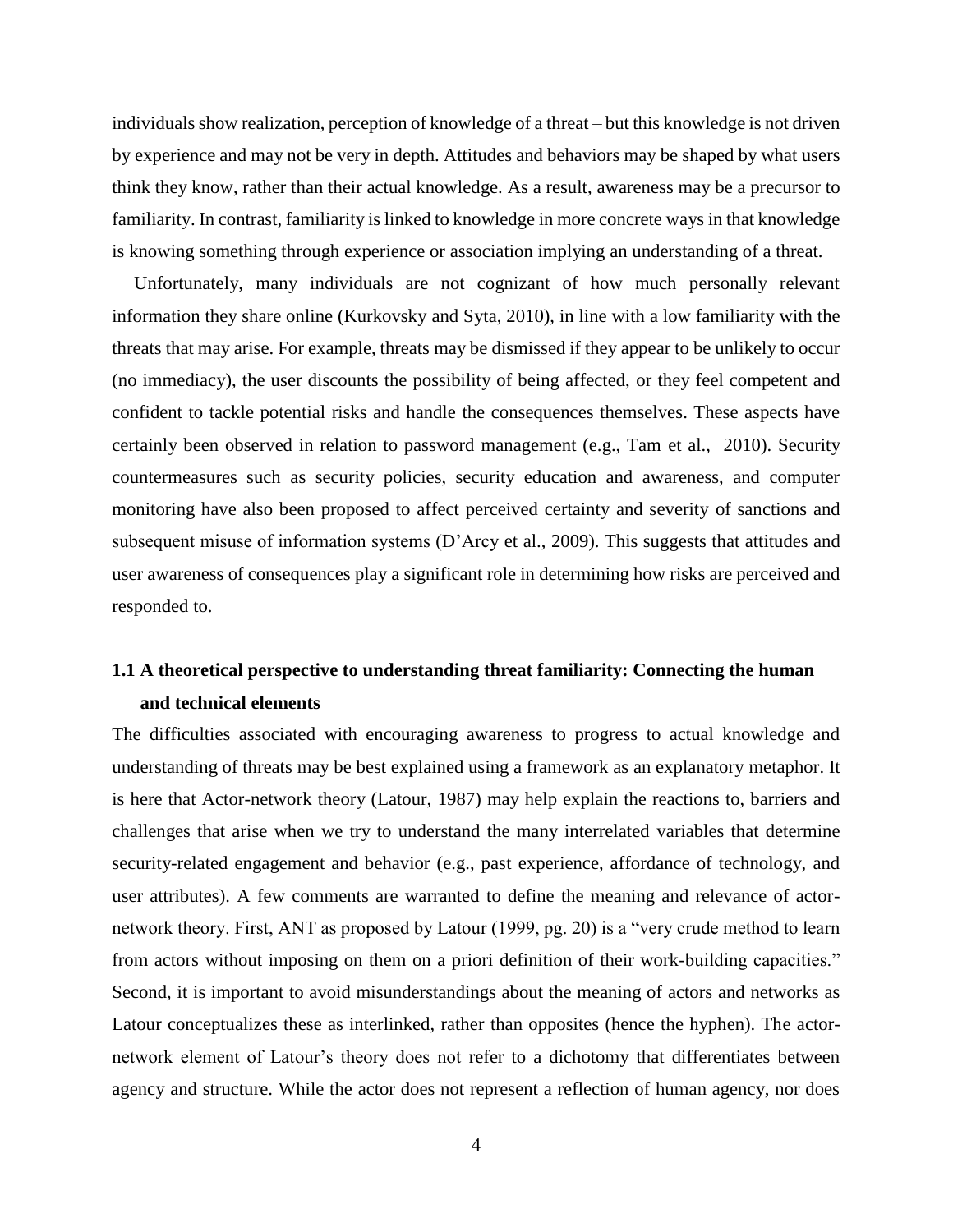individuals show realization, perception of knowledge of a threat – but this knowledge is not driven by experience and may not be very in depth. Attitudes and behaviors may be shaped by what users think they know, rather than their actual knowledge. As a result, awareness may be a precursor to familiarity. In contrast, familiarity is linked to knowledge in more concrete ways in that knowledge is knowing something through experience or association implying an understanding of a threat.

Unfortunately, many individuals are not cognizant of how much personally relevant information they share online (Kurkovsky and Syta, 2010), in line with a low familiarity with the threats that may arise. For example, threats may be dismissed if they appear to be unlikely to occur (no immediacy), the user discounts the possibility of being affected, or they feel competent and confident to tackle potential risks and handle the consequences themselves. These aspects have certainly been observed in relation to password management (e.g., Tam et al., 2010). Security countermeasures such as security policies, security education and awareness, and computer monitoring have also been proposed to affect perceived certainty and severity of sanctions and subsequent misuse of information systems (D'Arcy et al., 2009). This suggests that attitudes and user awareness of consequences play a significant role in determining how risks are perceived and responded to.

### 1.1 A theoretical perspective to understanding threat familiarity: Connecting the human and technical elements

The difficulties associated with encouraging awareness to progress to actual knowledge and understanding of threats may be best explained using a framework as an explanatory metaphor. It is here that Actor-network theory (Latour, 1987) may help explain the reactions to, barriers and challenges that arise when we try to understand the many interrelated variables that determine security-related engagement and behavior (e.g., past experience, affordance of technology, and user attributes). A few comments are warranted to define the meaning and relevance of actor-network theory. First, ANT as proposed by Latour (1999, pg. 20) is a "very crude method to learn from actors without imposing on them on a priori definition of their work-building capacities." Second, it is important to avoid misunderstandings about the meaning of actors and networks as Latour conceptualizes these as interlinked, rather than opposites (hence the hyphen). The actor-network element of Latour's theory does not refer to a dichotomy that differentiates between agency and structure. While the actor does not represent a reflection of human agency, nor does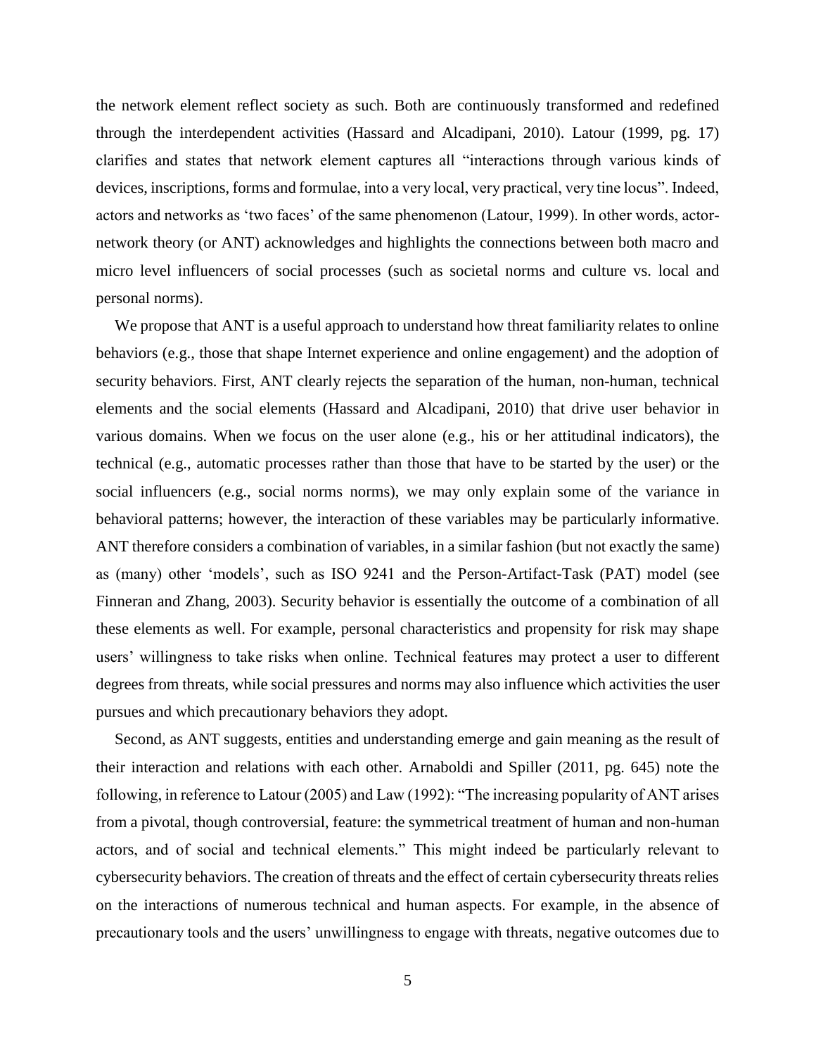the network element reflect society as such. Both are continuously transformed and redefined through the interdependent activities (Hassard and Alcadipani, 2010). Latour (1999, pg. 17) clarifies and states that network element captures all "interactions through various kinds of devices, inscriptions, forms and formulae, into a very local, very practical, very tine locus". Indeed, actors and networks as 'two faces' of the same phenomenon (Latour, 1999). In other words, actor-network theory (or ANT) acknowledges and highlights the connections between both macro and micro level influencers of social processes (such as societal norms and culture vs. local and personal norms).

We propose that ANT is a useful approach to understand how threat familiarity relates to online behaviors (e.g., those that shape Internet experience and online engagement) and the adoption of security behaviors. First, ANT clearly rejects the separation of the human, non-human, technical elements and the social elements (Hassard and Alcadipani, 2010) that drive user behavior in various domains. When we focus on the user alone (e.g., his or her attitudinal indicators), the technical (e.g., automatic processes rather than those that have to be started by the user) or the social influencers (e.g., social norms norms), we may only explain some of the variance in behavioral patterns; however, the interaction of these variables may be particularly informative. ANT therefore considers a combination of variables, in a similar fashion (but not exactly the same) as (many) other 'models', such as ISO 9241 and the Person-Artifact-Task (PAT) model (see Finneran and Zhang, 2003). Security behavior is essentially the outcome of a combination of all these elements as well. For example, personal characteristics and propensity for risk may shape users' willingness to take risks when online. Technical features may protect a user to different degrees from threats, while social pressures and norms may also influence which activities the user pursues and which precautionary behaviors they adopt.

Second, as ANT suggests, entities and understanding emerge and gain meaning as the result of their interaction and relations with each other. Arnaboldi and Spiller (2011, pg. 645) note the following, in reference to Latour (2005) and Law (1992): "The increasing popularity of ANT arises from a pivotal, though controversial, feature: the symmetrical treatment of human and non-human actors, and of social and technical elements." This might indeed be particularly relevant to cybersecurity behaviors. The creation of threats and the effect of certain cybersecurity threats relies on the interactions of numerous technical and human aspects. For example, in the absence of precautionary tools and the users' unwillingness to engage with threats, negative outcomes due to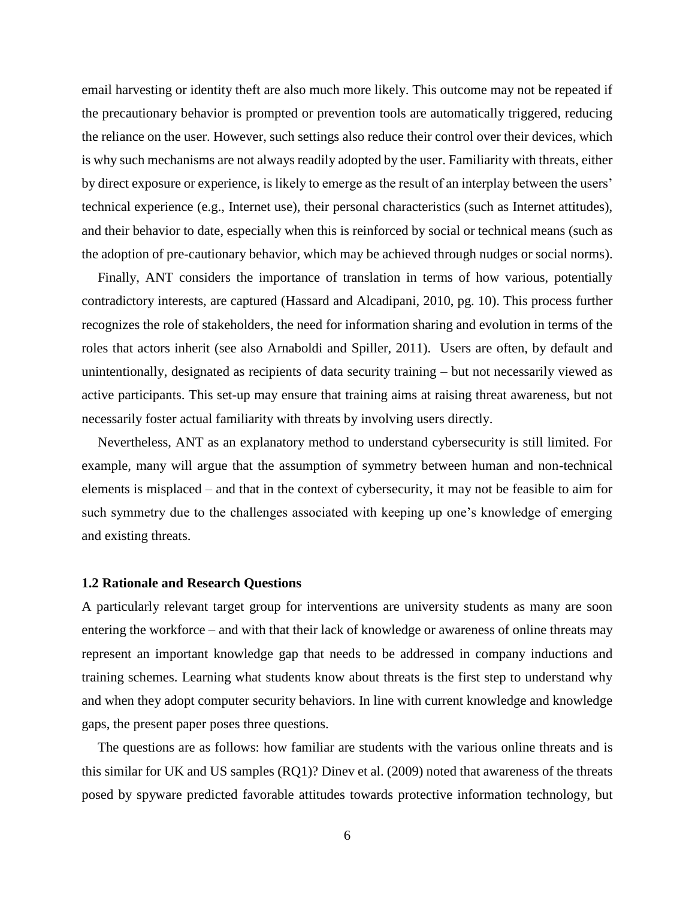email harvesting or identity theft are also much more likely. This outcome may not be repeated if the precautionary behavior is prompted or prevention tools are automatically triggered, reducing the reliance on the user. However, such settings also reduce their control over their devices, which is why such mechanisms are not always readily adopted by the user. Familiarity with threats, either by direct exposure or experience, is likely to emerge as the result of an interplay between the users' technical experience (e.g., Internet use), their personal characteristics (such as Internet attitudes), and their behavior to date, especially when this is reinforced by social or technical means (such as the adoption of pre-cautionary behavior, which may be achieved through nudges or social norms).

Finally, ANT considers the importance of translation in terms of how various, potentially contradictory interests, are captured (Hassard and Alcadipani, 2010, pg. 10). This process further recognizes the role of stakeholders, the need for information sharing and evolution in terms of the roles that actors inherit (see also Arnaboldi and Spiller, 2011). Users are often, by default and unintentionally, designated as recipients of data security training – but not necessarily viewed as active participants. This set-up may ensure that training aims at raising threat awareness, but not necessarily foster actual familiarity with threats by involving users directly.

Nevertheless, ANT as an explanatory method to understand cybersecurity is still limited. For example, many will argue that the assumption of symmetry between human and non-technical elements is misplaced – and that in the context of cybersecurity, it may not be feasible to aim for such symmetry due to the challenges associated with keeping up one's knowledge of emerging and existing threats.

### 1.2 Rationale and Research Questions

A particularly relevant target group for interventions are university students as many are soon entering the workforce – and with that their lack of knowledge or awareness of online threats may represent an important knowledge gap that needs to be addressed in company inductions and training schemes. Learning what students know about threats is the first step to understand why and when they adopt computer security behaviors. In line with current knowledge and knowledge gaps, the present paper poses three questions.

The questions are as follows: how familiar are students with the various online threats and is this similar for UK and US samples (RQ1)? Dinev et al. (2009) noted that awareness of the threats posed by spyware predicted favorable attitudes towards protective information technology, but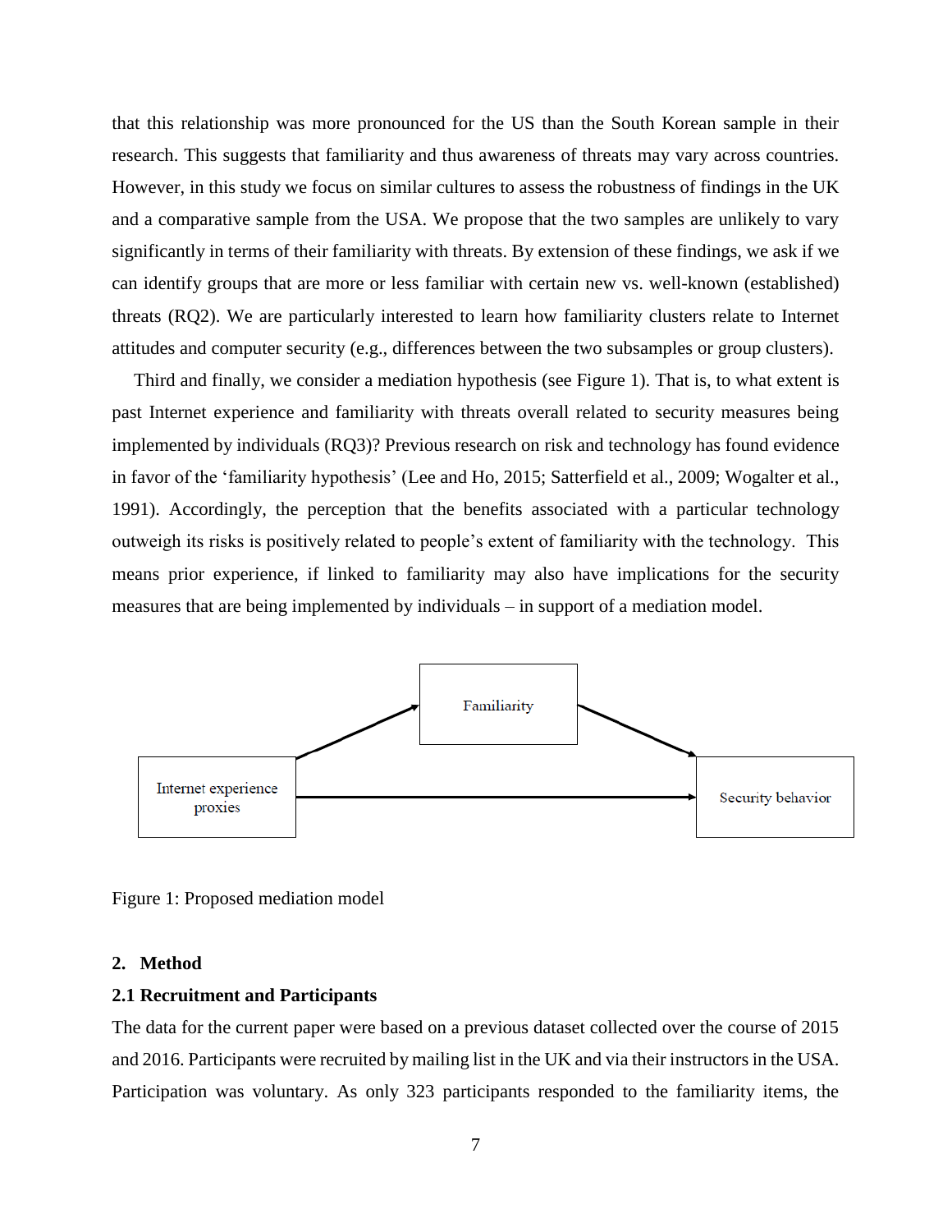that this relationship was more pronounced for the US than the South Korean sample in their research. This suggests that familiarity and thus awareness of threats may vary across countries. However, in this study we focus on similar cultures to assess the robustness of findings in the UK and a comparative sample from the USA. We propose that the two samples are unlikely to vary significantly in terms of their familiarity with threats. By extension of these findings, we ask if we can identify groups that are more or less familiar with certain new vs. well-known (established) threats (RQ2). We are particularly interested to learn how familiarity clusters relate to Internet attitudes and computer security (e.g., differences between the two subsamples or group clusters).

Third and finally, we consider a mediation hypothesis (see Figure 1). That is, to what extent is past Internet experience and familiarity with threats overall related to security measures being implemented by individuals (RQ3)? Previous research on risk and technology has found evidence in favor of the 'familiarity hypothesis' (Lee and Ho, 2015; Satterfield et al., 2009; Wogalter et al., 1991). Accordingly, the perception that the benefits associated with a particular technology outweigh its risks is positively related to people's extent of familiarity with the technology. This means prior experience, if linked to familiarity may also have implications for the security measures that are being implemented by individuals – in support of a mediation model.

Familiarity

Internet experience proxies

Security behavior

Figure 1: Proposed mediation model

## 2. Method

### 2.1 Recruitment and Participants

The data for the current paper were based on a previous dataset collected over the course of 2015 and 2016. Participants were recruited by mailing list in the UK and via their instructors in the USA. Participation was voluntary. As only 323 participants responded to the familiarity items, the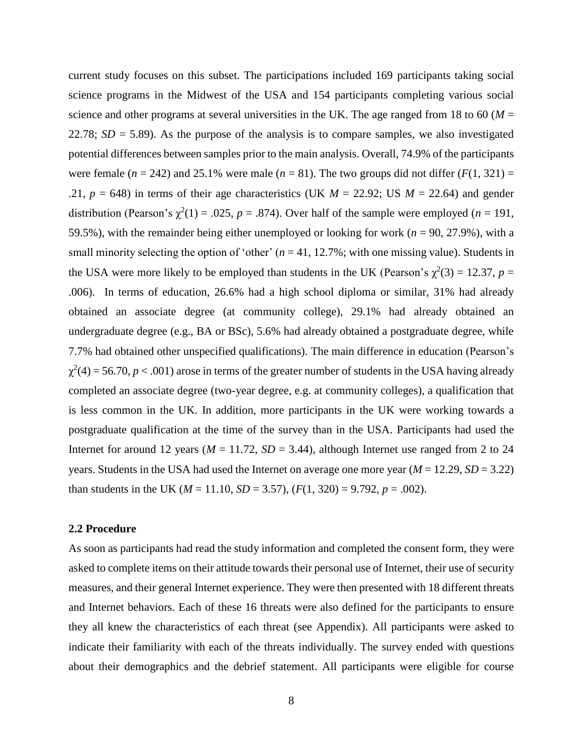current study focuses on this subset. The participations included 169 participants taking social science programs in the Midwest of the USA and 154 participants completing various social science and other programs at several universities in the UK. The age ranged from 18 to 60 ($M$ = 22.78; $SD$ = 5.89). As the purpose of the analysis is to compare samples, we also investigated potential differences between samples prior to the main analysis. Overall, 74.9% of the participants were female ($n$ = 242) and 25.1% were male ($n$ = 81). The two groups did not differ ($F(1, 321)$ = .21, $p$ = 648) in terms of their age characteristics (UK $M$ = 22.92; US $M$ = 22.64) and gender distribution (Pearson's $\chi^2(1)$ = .025, $p$ = .874). Over half of the sample were employed ($n$ = 191, 59.5%), with the remainder being either unemployed or looking for work ($n$ = 90, 27.9%), with a small minority selecting the option of 'other' ($n$ = 41, 12.7%; with one missing value). Students in the USA were more likely to be employed than students in the UK (Pearson's $\chi^2(3)$ = 12.37, $p$ = .006). In terms of education, 26.6% had a high school diploma or similar, 31% had already obtained an associate degree (at community college), 29.1% had already obtained an undergraduate degree (e.g., BA or BSc), 5.6% had already obtained a postgraduate degree, while 7.7% had obtained other unspecified qualifications). The main difference in education (Pearson's $\chi^2(4)$ = 56.70, $p < .001$) arose in terms of the greater number of students in the USA having already completed an associate degree (two-year degree, e.g. at community colleges), a qualification that is less common in the UK. In addition, more participants in the UK were working towards a postgraduate qualification at the time of the survey than in the USA. Participants had used the Internet for around 12 years ($M$ = 11.72, $SD$ = 3.44), although Internet use ranged from 2 to 24 years. Students in the USA had used the Internet on average one more year ($M$ = 12.29, $SD$ = 3.22) than students in the UK ($M$ = 11.10, $SD$ = 3.57), ($F(1, 320)$ = 9.792, $p$ = .002).

### 2.2 Procedure

As soon as participants had read the study information and completed the consent form, they were asked to complete items on their attitude towards their personal use of Internet, their use of security measures, and their general Internet experience. They were then presented with 18 different threats and Internet behaviors. Each of these 16 threats were also defined for the participants to ensure they all knew the characteristics of each threat (see Appendix). All participants were asked to indicate their familiarity with each of the threats individually. The survey ended with questions about their demographics and the debrief statement. All participants were eligible for course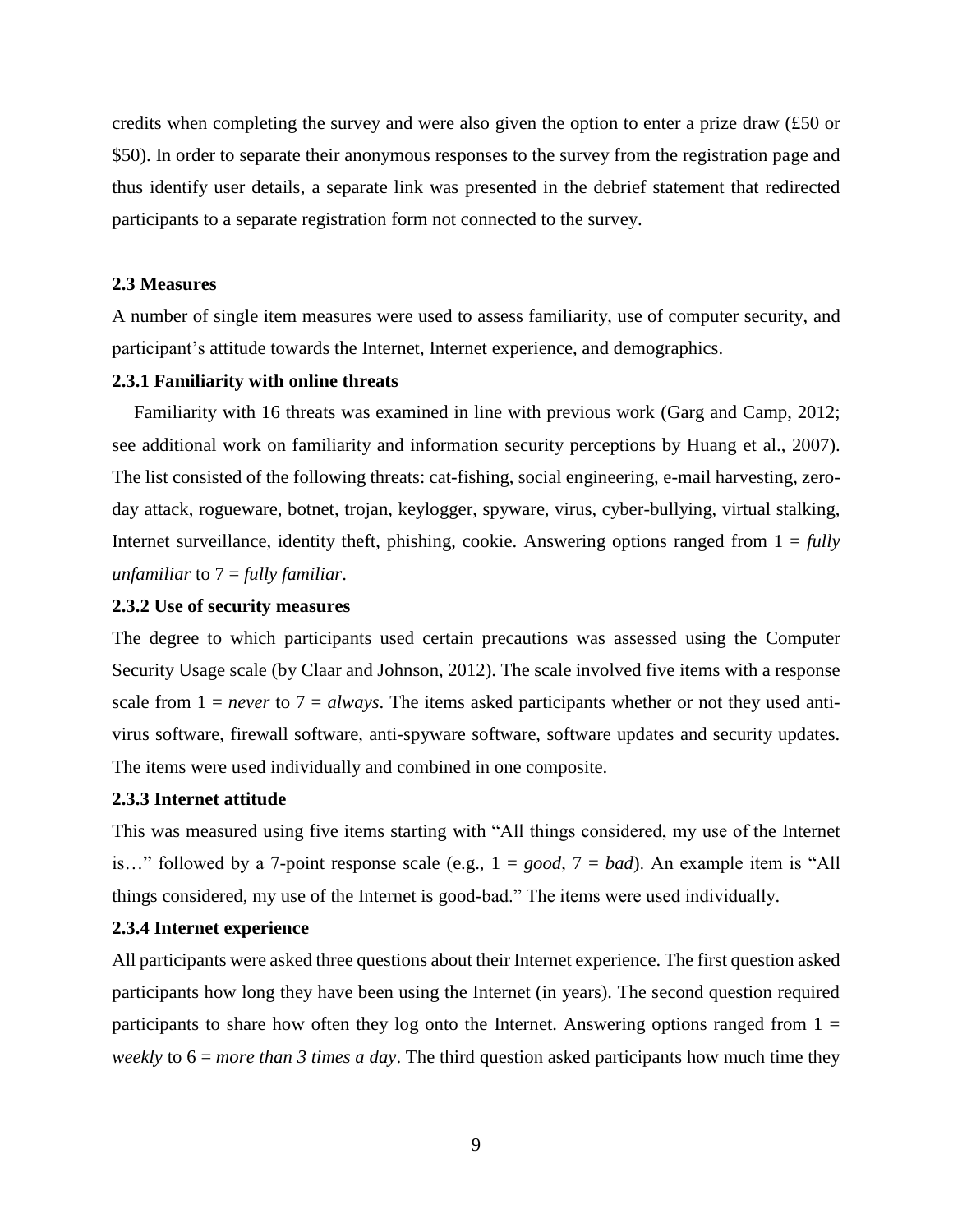credits when completing the survey and were also given the option to enter a prize draw (£50 or $50). In order to separate their anonymous responses to the survey from the registration page and thus identify user details, a separate link was presented in the debrief statement that redirected participants to a separate registration form not connected to the survey.

### 2.3 Measures

A number of single item measures were used to assess familiarity, use of computer security, and participant's attitude towards the Internet, Internet experience, and demographics.

#### 2.3.1 Familiarity with online threats

Familiarity with 16 threats was examined in line with previous work (Garg and Camp, 2012; see additional work on familiarity and information security perceptions by Huang et al., 2007). The list consisted of the following threats: cat-fishing, social engineering, e-mail harvesting, zero-day attack, rogueware, botnet, trojan, keylogger, spyware, virus, cyber-bullying, virtual stalking, Internet surveillance, identity theft, phishing, cookie. Answering options ranged from 1 = *fully unfamiliar* to 7 = *fully familiar*.

#### 2.3.2 Use of security measures

The degree to which participants used certain precautions was assessed using the Computer Security Usage scale (by Claar and Johnson, 2012). The scale involved five items with a response scale from 1 = *never* to 7 = *always*. The items asked participants whether or not they used anti-virus software, firewall software, anti-spyware software, software updates and security updates. The items were used individually and combined in one composite.

#### 2.3.3 Internet attitude

This was measured using five items starting with "All things considered, my use of the Internet is…" followed by a 7-point response scale (e.g., 1 = *good*, 7 = *bad*). An example item is "All things considered, my use of the Internet is good-bad." The items were used individually.

#### 2.3.4 Internet experience

All participants were asked three questions about their Internet experience. The first question asked participants how long they have been using the Internet (in years). The second question required participants to share how often they log onto the Internet. Answering options ranged from 1 = *weekly* to 6 = *more than 3 times a day*. The third question asked participants how much time they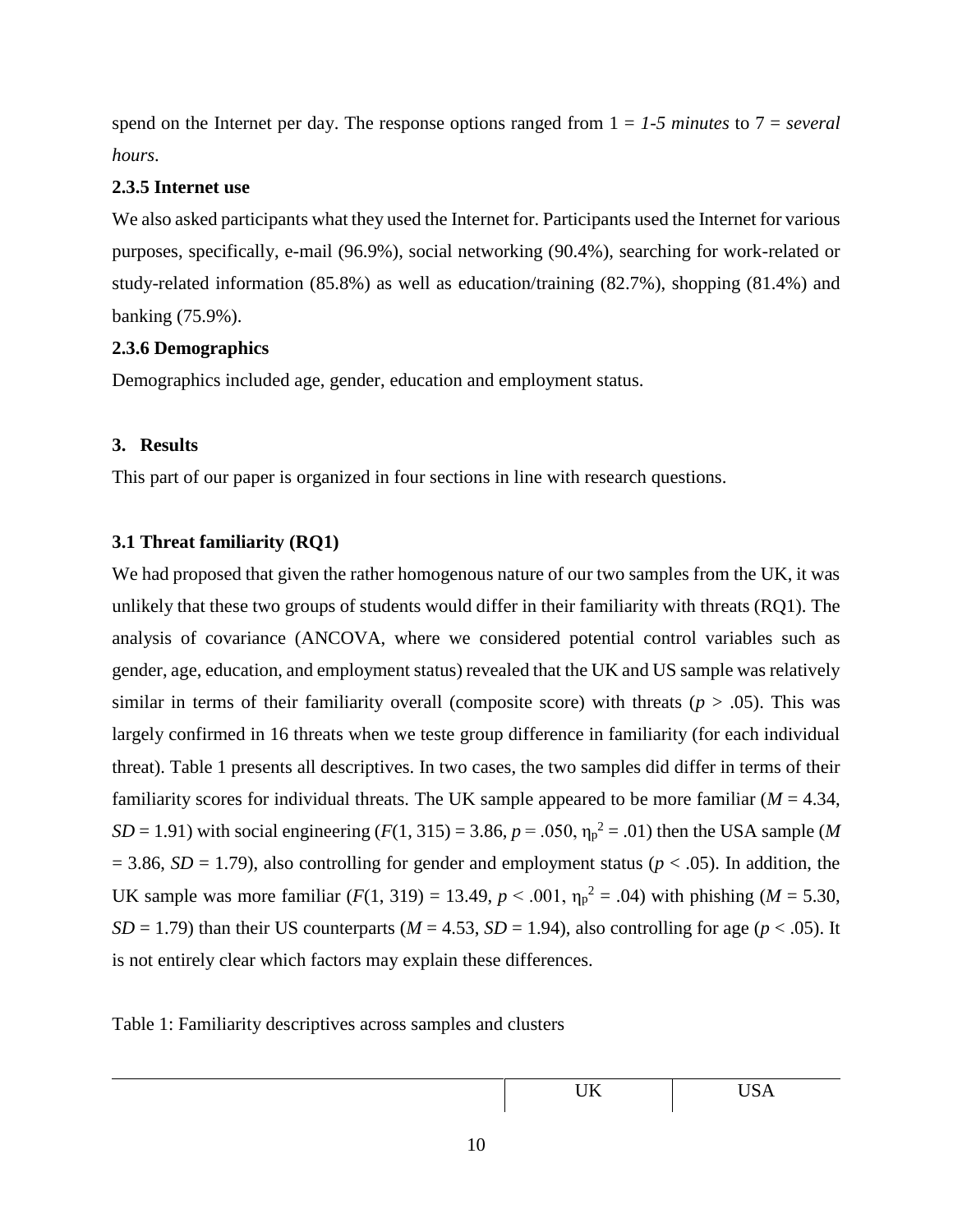spend on the Internet per day. The response options ranged from 1 = *1-5 minutes* to 7 = *several hours*.

### 2.3.5 Internet use

We also asked participants what they used the Internet for. Participants used the Internet for various purposes, specifically, e-mail (96.9%), social networking (90.4%), searching for work-related or study-related information (85.8%) as well as education/training (82.7%), shopping (81.4%) and banking (75.9%).

### 2.3.6 Demographics

Demographics included age, gender, education and employment status.

## 3. Results

This part of our paper is organized in four sections in line with research questions.

### 3.1 Threat familiarity (RQ1)

We had proposed that given the rather homogenous nature of our two samples from the UK, it was unlikely that these two groups of students would differ in their familiarity with threats (RQ1). The analysis of covariance (ANCOVA, where we considered potential control variables such as gender, age, education, and employment status) revealed that the UK and US sample was relatively similar in terms of their familiarity overall (composite score) with threats ($p > .05$). This was largely confirmed in 16 threats when we teste group difference in familiarity (for each individual threat). Table 1 presents all descriptives. In two cases, the two samples did differ in terms of their familiarity scores for individual threats. The UK sample appeared to be more familiar ($M = 4.34$, $SD = 1.91$) with social engineering ($F(1, 315) = 3.86$, $p = .050$, $\eta_p^2 = .01$) then the USA sample ($M = 3.86$, $SD = 1.79$), also controlling for gender and employment status ($p < .05$). In addition, the UK sample was more familiar ($F(1, 319) = 13.49$, $p < .001$, $\eta_p^2 = .04$) with phishing ($M = 5.30$, $SD = 1.79$) than their US counterparts ($M = 4.53$, $SD = 1.94$), also controlling for age ($p < .05$). It is not entirely clear which factors may explain these differences.

Table 1: Familiarity descriptives across samples and clusters

| | UK | USA |
|---|---|---|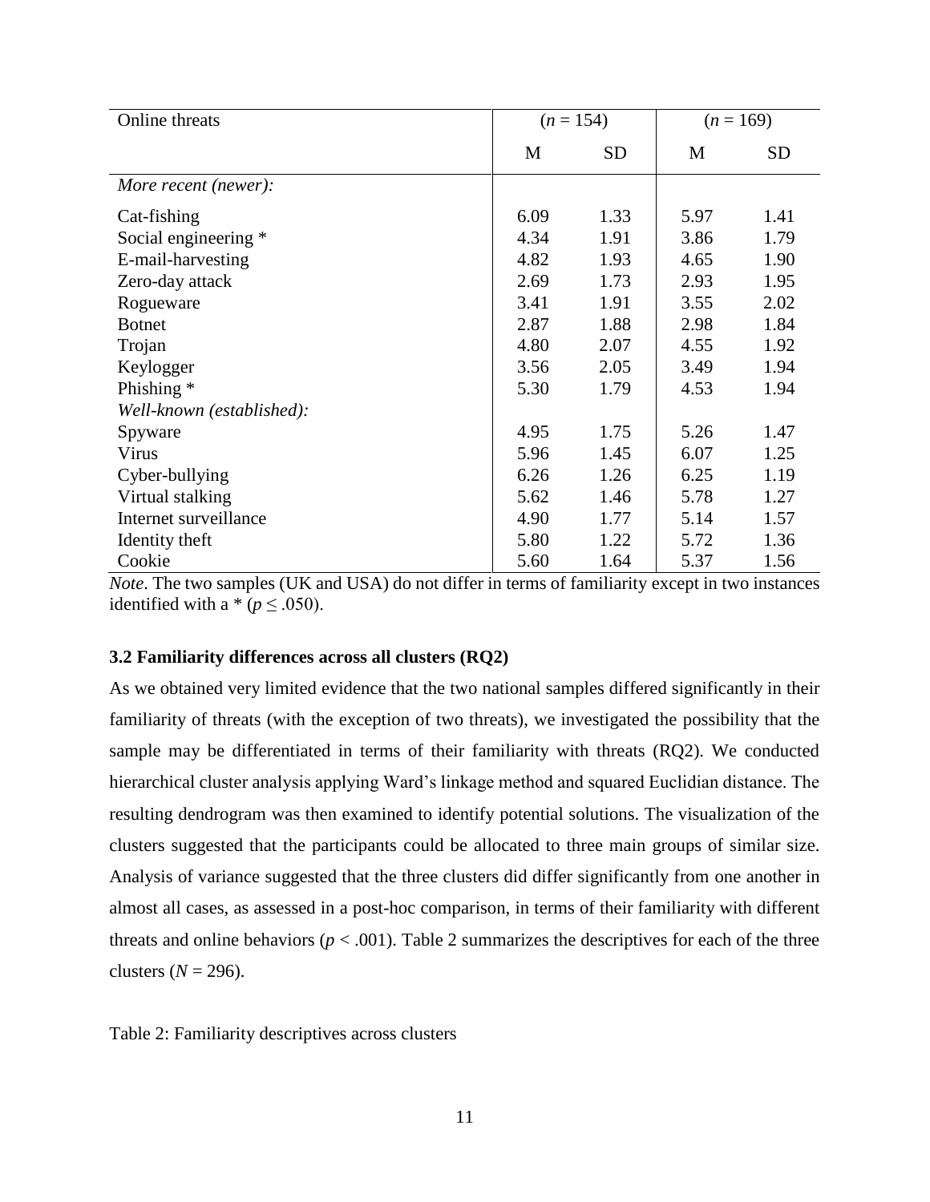| Online threats | ($n$ = 154) | | ($n$ = 169) | |
|---|---|---|---|---|
| | M | SD | M | SD |
| *More recent (newer):* | | | | |
| Cat-fishing | 6.09 | 1.33 | 5.97 | 1.41 |
| Social engineering * | 4.34 | 1.91 | 3.86 | 1.79 |
| E-mail-harvesting | 4.82 | 1.93 | 4.65 | 1.90 |
| Zero-day attack | 2.69 | 1.73 | 2.93 | 1.95 |
| Rogueware | 3.41 | 1.91 | 3.55 | 2.02 |
| Botnet | 2.87 | 1.88 | 2.98 | 1.84 |
| Trojan | 4.80 | 2.07 | 4.55 | 1.92 |
| Keylogger | 3.56 | 2.05 | 3.49 | 1.94 |
| Phishing * | 5.30 | 1.79 | 4.53 | 1.94 |
| *Well-known (established):* | | | | |
| Spyware | 4.95 | 1.75 | 5.26 | 1.47 |
| Virus | 5.96 | 1.45 | 6.07 | 1.25 |
| Cyber-bullying | 6.26 | 1.26 | 6.25 | 1.19 |
| Virtual stalking | 5.62 | 1.46 | 5.78 | 1.27 |
| Internet surveillance | 4.90 | 1.77 | 5.14 | 1.57 |
| Identity theft | 5.80 | 1.22 | 5.72 | 1.36 |
| Cookie | 5.60 | 1.64 | 5.37 | 1.56 |

*Note*. The two samples (UK and USA) do not differ in terms of familiarity except in two instances identified with a * ($p \leq .050$).

### 3.2 Familiarity differences across all clusters (RQ2)

As we obtained very limited evidence that the two national samples differed significantly in their familiarity of threats (with the exception of two threats), we investigated the possibility that the sample may be differentiated in terms of their familiarity with threats (RQ2). We conducted hierarchical cluster analysis applying Ward's linkage method and squared Euclidian distance. The resulting dendrogram was then examined to identify potential solutions. The visualization of the clusters suggested that the participants could be allocated to three main groups of similar size. Analysis of variance suggested that the three clusters did differ significantly from one another in almost all cases, as assessed in a post-hoc comparison, in terms of their familiarity with different threats and online behaviors ($p < .001$). Table 2 summarizes the descriptives for each of the three clusters ($N = 296$).

Table 2: Familiarity descriptives across clusters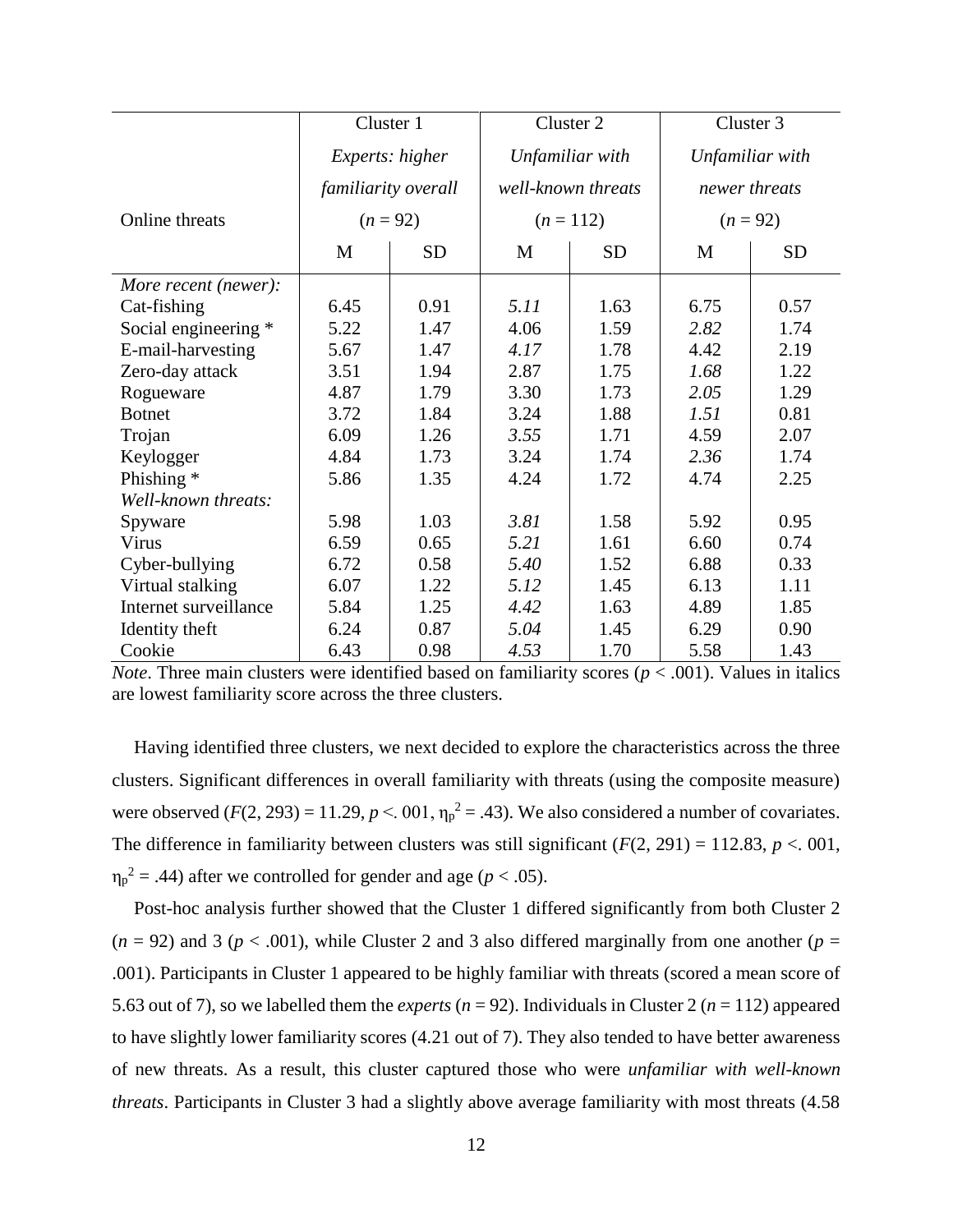| Online threats | Cluster 1 *Experts: higher familiarity overall* ($n$ = 92) | | Cluster 2 *Unfamiliar with well-known threats* ($n$ = 112) | | Cluster 3 *Unfamiliar with newer threats* ($n$ = 92) | |
|---|---|---|---|---|---|---|
| | M | SD | M | SD | M | SD |
| *More recent (newer):* | | | | | | |
| Cat-fishing | 6.45 | 0.91 | *5.11* | 1.63 | 6.75 | 0.57 |
| Social engineering * | 5.22 | 1.47 | 4.06 | 1.59 | *2.82* | 1.74 |
| E-mail-harvesting | 5.67 | 1.47 | *4.17* | 1.78 | 4.42 | 2.19 |
| Zero-day attack | 3.51 | 1.94 | 2.87 | 1.75 | *1.68* | 1.22 |
| Rogueware | 4.87 | 1.79 | 3.30 | 1.73 | *2.05* | 1.29 |
| Botnet | 3.72 | 1.84 | 3.24 | 1.88 | *1.51* | 0.81 |
| Trojan | 6.09 | 1.26 | *3.55* | 1.71 | 4.59 | 2.07 |
| Keylogger | 4.84 | 1.73 | 3.24 | 1.74 | *2.36* | 1.74 |
| Phishing * | 5.86 | 1.35 | 4.24 | 1.72 | 4.74 | 2.25 |
| *Well-known threats:* | | | | | | |
| Spyware | 5.98 | 1.03 | *3.81* | 1.58 | 5.92 | 0.95 |
| Virus | 6.59 | 0.65 | *5.21* | 1.61 | 6.60 | 0.74 |
| Cyber-bullying | 6.72 | 0.58 | *5.40* | 1.52 | 6.88 | 0.33 |
| Virtual stalking | 6.07 | 1.22 | *5.12* | 1.45 | 6.13 | 1.11 |
| Internet surveillance | 5.84 | 1.25 | *4.42* | 1.63 | 4.89 | 1.85 |
| Identity theft | 6.24 | 0.87 | *5.04* | 1.45 | 6.29 | 0.90 |
| Cookie | 6.43 | 0.98 | *4.53* | 1.70 | 5.58 | 1.43 |

*Note*. Three main clusters were identified based on familiarity scores ($p < .001$). Values in italics are lowest familiarity score across the three clusters.

Having identified three clusters, we next decided to explore the characteristics across the three clusters. Significant differences in overall familiarity with threats (using the composite measure) were observed ($F(2, 293) = 11.29$, $p <. 001$, $\eta_p^2 = .43$). We also considered a number of covariates. The difference in familiarity between clusters was still significant ($F(2, 291) = 112.83$, $p <. 001$, $\eta_p^2 = .44$) after we controlled for gender and age ($p < .05$).

Post-hoc analysis further showed that the Cluster 1 differed significantly from both Cluster 2 ($n$ = 92) and 3 ($p < .001$), while Cluster 2 and 3 also differed marginally from one another ($p$ = .001). Participants in Cluster 1 appeared to be highly familiar with threats (scored a mean score of 5.63 out of 7), so we labelled them the *experts* ($n$ = 92). Individuals in Cluster 2 ($n$ = 112) appeared to have slightly lower familiarity scores (4.21 out of 7). They also tended to have better awareness of new threats. As a result, this cluster captured those who were *unfamiliar with well-known threats*. Participants in Cluster 3 had a slightly above average familiarity with most threats (4.58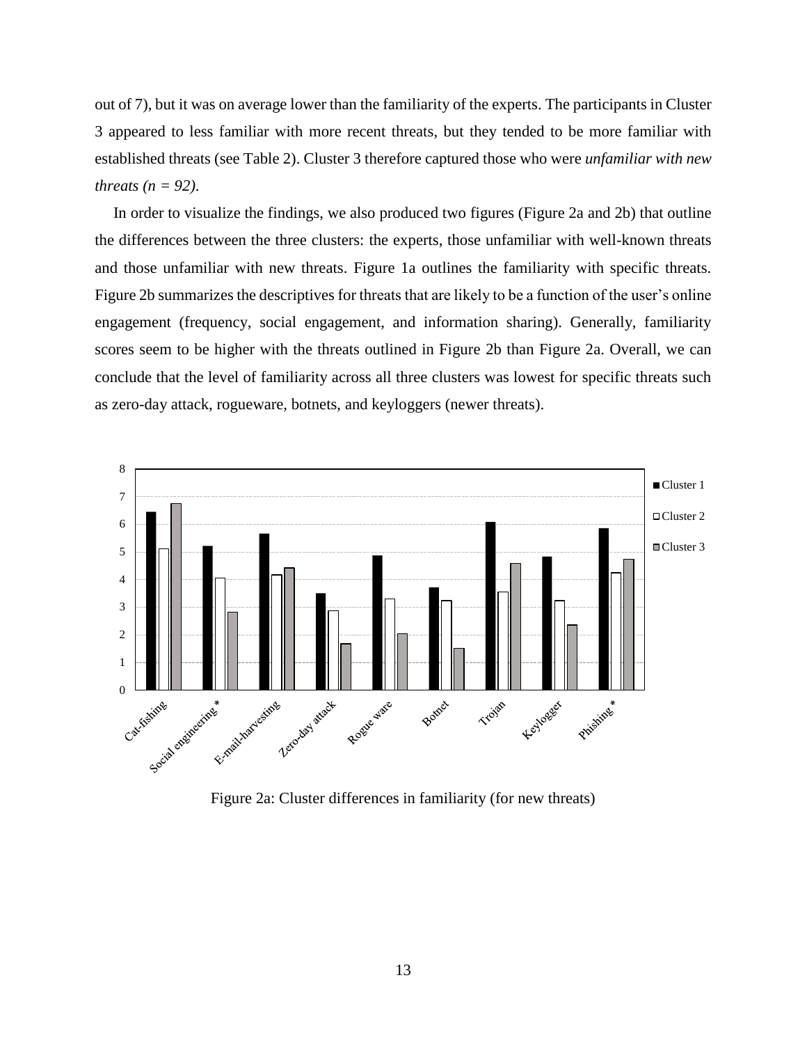out of 7), but it was on average lower than the familiarity of the experts. The participants in Cluster 3 appeared to less familiar with more recent threats, but they tended to be more familiar with established threats (see Table 2). Cluster 3 therefore captured those who were *unfamiliar with new threats (n = 92)*.

In order to visualize the findings, we also produced two figures (Figure 2a and 2b) that outline the differences between the three clusters: the experts, those unfamiliar with well-known threats and those unfamiliar with new threats. Figure 1a outlines the familiarity with specific threats. Figure 2b summarizes the descriptives for threats that are likely to be a function of the user's online engagement (frequency, social engagement, and information sharing). Generally, familiarity scores seem to be higher with the threats outlined in Figure 2b than Figure 2a. Overall, we can conclude that the level of familiarity across all three clusters was lowest for specific threats such as zero-day attack, rogueware, botnets, and keyloggers (newer threats).

Figure 2a: Cluster differences in familiarity (for new threats)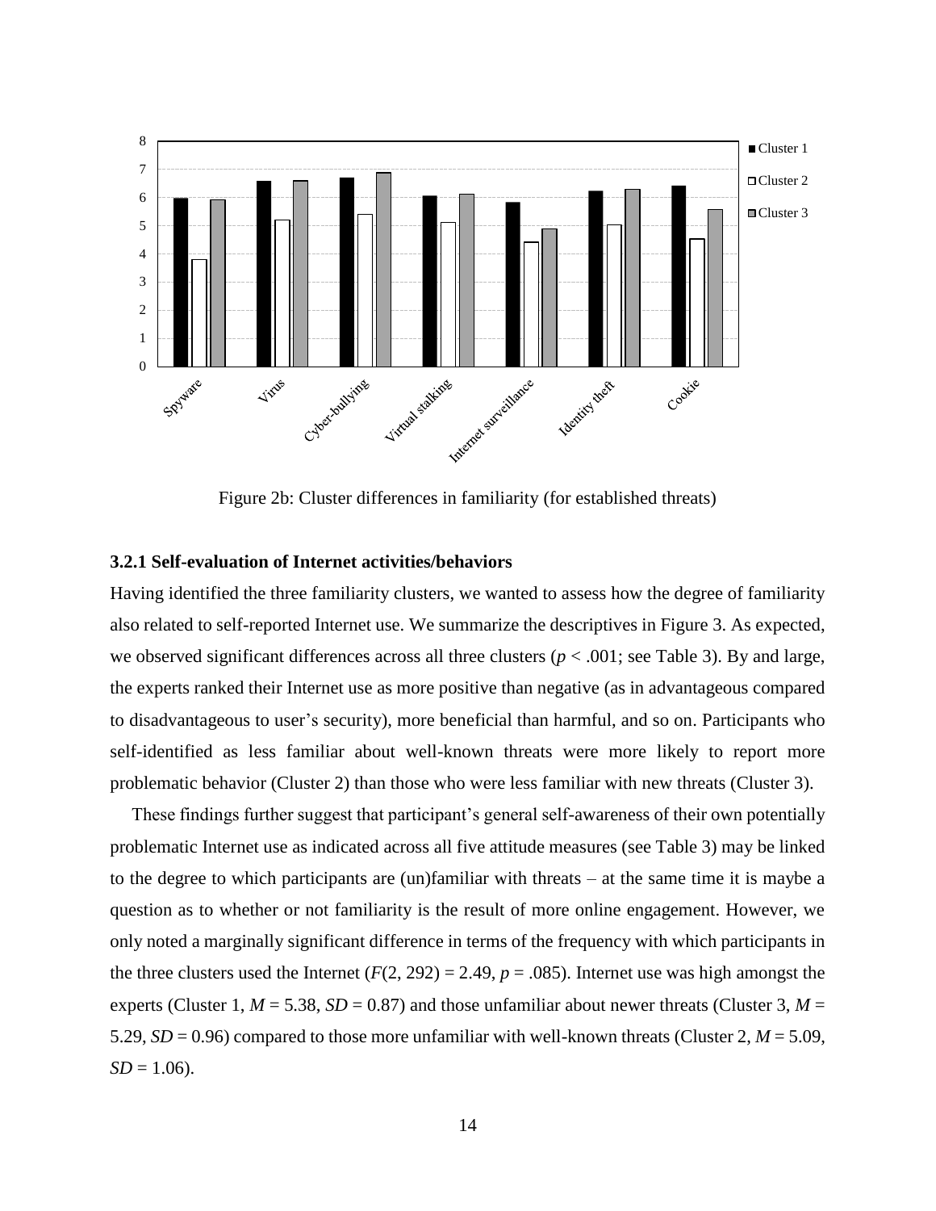Figure 2b: Cluster differences in familiarity (for established threats)

### 3.2.1 Self-evaluation of Internet activities/behaviors

Having identified the three familiarity clusters, we wanted to assess how the degree of familiarity also related to self-reported Internet use. We summarize the descriptives in Figure 3. As expected, we observed significant differences across all three clusters ($p < .001$; see Table 3). By and large, the experts ranked their Internet use as more positive than negative (as in advantageous compared to disadvantageous to user's security), more beneficial than harmful, and so on. Participants who self-identified as less familiar about well-known threats were more likely to report more problematic behavior (Cluster 2) than those who were less familiar with new threats (Cluster 3).

These findings further suggest that participant's general self-awareness of their own potentially problematic Internet use as indicated across all five attitude measures (see Table 3) may be linked to the degree to which participants are (un)familiar with threats – at the same time it is maybe a question as to whether or not familiarity is the result of more online engagement. However, we only noted a marginally significant difference in terms of the frequency with which participants in the three clusters used the Internet ($F(2, 292) = 2.49$, $p = .085$). Internet use was high amongst the experts (Cluster 1, $M = 5.38$, $SD = 0.87$) and those unfamiliar about newer threats (Cluster 3, $M = 5.29$, $SD = 0.96$) compared to those more unfamiliar with well-known threats (Cluster 2, $M = 5.09$, $SD = 1.06$).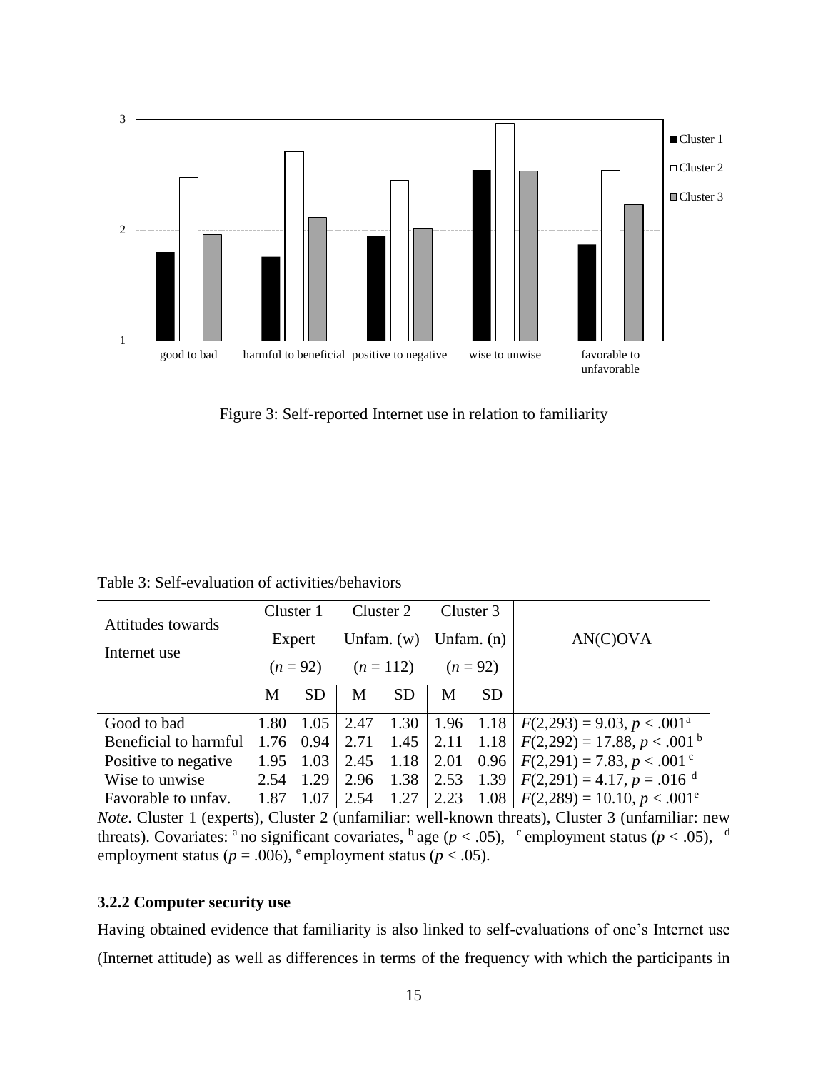Figure 3: Self-reported Internet use in relation to familiarity

Table 3: Self-evaluation of activities/behaviors

| Attitudes towards Internet use | Cluster 1 Expert ($n$ = 92) | | Cluster 2 Unfam. (w) ($n$ = 112) | | Cluster 3 Unfam. (n) ($n$ = 92) | | AN(C)OVA |
|---|---|---|---|---|---|---|---|
| | M | SD | M | SD | M | SD | |
| Good to bad | 1.80 | 1.05 | 2.47 | 1.30 | 1.96 | 1.18 | $F(2,293) = 9.03$, $p < .001$[a] |
| Beneficial to harmful | 1.76 | 0.94 | 2.71 | 1.45 | 2.11 | 1.18 | $F(2,292) = 17.88$, $p < .001$[b] |
| Positive to negative | 1.95 | 1.03 | 2.45 | 1.18 | 2.01 | 0.96 | $F(2,291) = 7.83$, $p < .001$[c] |
| Wise to unwise | 2.54 | 1.29 | 2.96 | 1.38 | 2.53 | 1.39 | $F(2,291) = 4.17$, $p = .016$[d] |
| Favorable to unfav. | 1.87 | 1.07 | 2.54 | 1.27 | 2.23 | 1.08 | $F(2,289) = 10.10$, $p < .001$[e] |

*Note*. Cluster 1 (experts), Cluster 2 (unfamiliar: well-known threats), Cluster 3 (unfamiliar: new threats). Covariates: [a] no significant covariates, [b] age ($p < .05$), [c] employment status ($p < .05$), [d] employment status ($p = .006$), [e] employment status ($p < .05$).

### 3.2.2 Computer security use

Having obtained evidence that familiarity is also linked to self-evaluations of one's Internet use (Internet attitude) as well as differences in terms of the frequency with which the participants in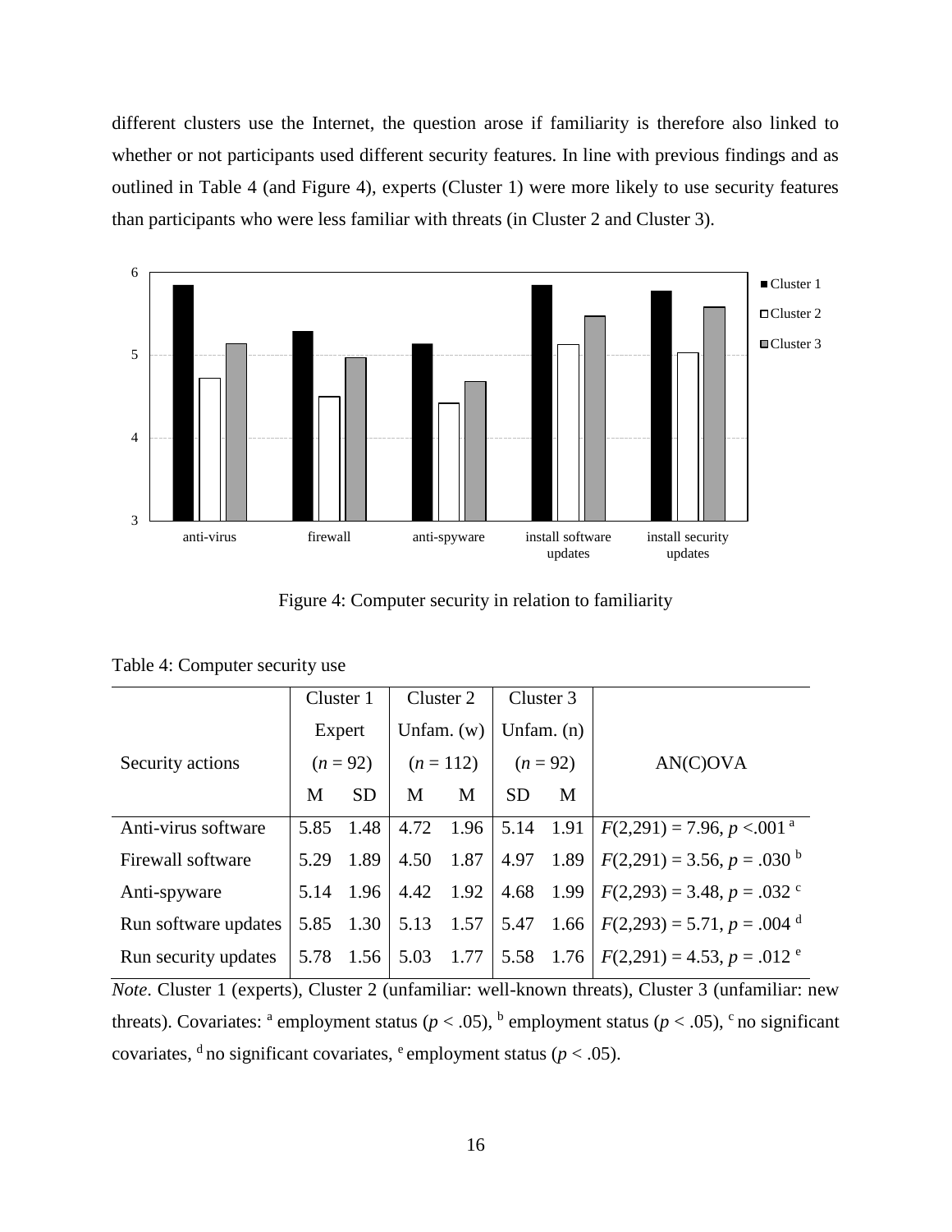different clusters use the Internet, the question arose if familiarity is therefore also linked to whether or not participants used different security features. In line with previous findings and as outlined in Table 4 (and Figure 4), experts (Cluster 1) were more likely to use security features than participants who were less familiar with threats (in Cluster 2 and Cluster 3).

Figure 4: Computer security in relation to familiarity

Table 4: Computer security use

| Security actions | Cluster 1 Expert ($n$ = 92) | | Cluster 2 Unfam. (w) ($n$ = 112) | | Cluster 3 Unfam. (n) ($n$ = 92) | | AN(C)OVA |
|---|---|---|---|---|---|---|---|
| | M | SD | M | M | SD | M | |
| Anti-virus software | 5.85 | 1.48 | 4.72 | 1.96 | 5.14 | 1.91 | $F(2,291) = 7.96, p < .001$ [a] |
| Firewall software | 5.29 | 1.89 | 4.50 | 1.87 | 4.97 | 1.89 | $F(2,291) = 3.56, p = .030$ [b] |
| Anti-spyware | 5.14 | 1.96 | 4.42 | 1.92 | 4.68 | 1.99 | $F(2,293) = 3.48, p = .032$ [c] |
| Run software updates | 5.85 | 1.30 | 5.13 | 1.57 | 5.47 | 1.66 | $F(2,293) = 5.71, p = .004$ [d] |
| Run security updates | 5.78 | 1.56 | 5.03 | 1.77 | 5.58 | 1.76 | $F(2,291) = 4.53, p = .012$ [e] |

*Note*. Cluster 1 (experts), Cluster 2 (unfamiliar: well-known threats), Cluster 3 (unfamiliar: new threats). Covariates: [a] employment status ($p < .05$), [b] employment status ($p < .05$), [c] no significant covariates, [d] no significant covariates, [e] employment status ($p < .05$).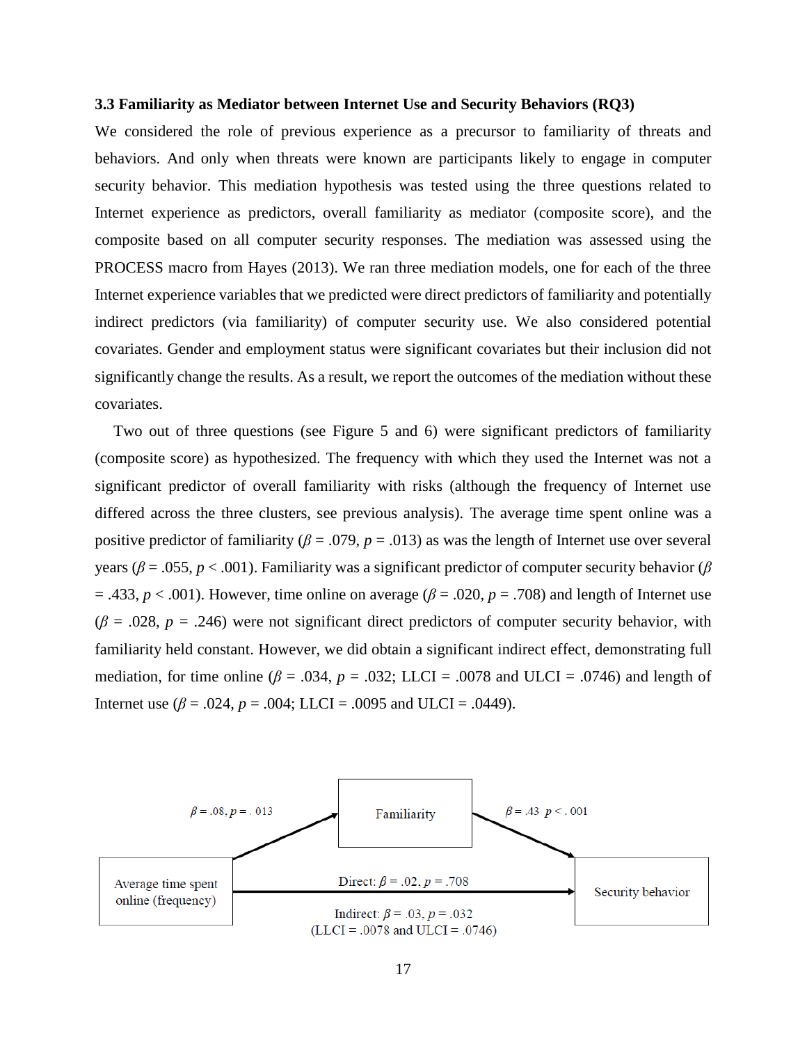### 3.3 Familiarity as Mediator between Internet Use and Security Behaviors (RQ3)

We considered the role of previous experience as a precursor to familiarity of threats and behaviors. And only when threats were known are participants likely to engage in computer security behavior. This mediation hypothesis was tested using the three questions related to Internet experience as predictors, overall familiarity as mediator (composite score), and the composite based on all computer security responses. The mediation was assessed using the PROCESS macro from Hayes (2013). We ran three mediation models, one for each of the three Internet experience variables that we predicted were direct predictors of familiarity and potentially indirect predictors (via familiarity) of computer security use. We also considered potential covariates. Gender and employment status were significant covariates but their inclusion did not significantly change the results. As a result, we report the outcomes of the mediation without these covariates.

Two out of three questions (see Figure 5 and 6) were significant predictors of familiarity (composite score) as hypothesized. The frequency with which they used the Internet was not a significant predictor of overall familiarity with risks (although the frequency of Internet use differed across the three clusters, see previous analysis). The average time spent online was a positive predictor of familiarity ($\beta = .079$, $p = .013$) as was the length of Internet use over several years ($\beta = .055$, $p < .001$). Familiarity was a significant predictor of computer security behavior ($\beta = .433$, $p < .001$). However, time online on average ($\beta = .020$, $p = .708$) and length of Internet use ($\beta = .028$, $p = .246$) were not significant direct predictors of computer security behavior, with familiarity held constant. However, we did obtain a significant indirect effect, demonstrating full mediation, for time online ($\beta = .034$, $p = .032$; LLCI = .0078 and ULCI = .0746) and length of Internet use ($\beta = .024$, $p = .004$; LLCI = .0095 and ULCI = .0449).

Familiarity

Average time spent online (frequency)

Security behavior

$\beta = .08$, $p = .013$

$\beta = .43$ $p < .001$

Direct: $\beta = .02$, $p = .708$

Indirect: $\beta = .03$, $p = .032$ (LLCI = .0078 and ULCI = .0746)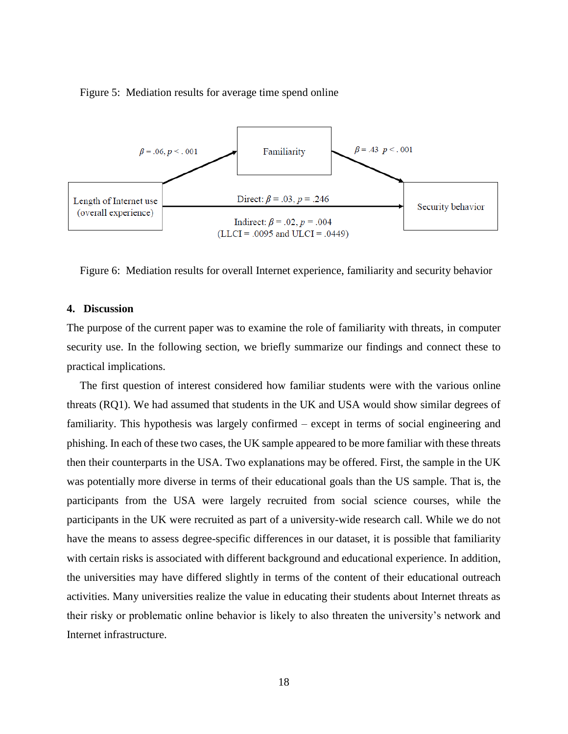Figure 5: Mediation results for average time spend online

Figure 6: Mediation results for overall Internet experience, familiarity and security behavior

## 4. Discussion

The purpose of the current paper was to examine the role of familiarity with threats, in computer security use. In the following section, we briefly summarize our findings and connect these to practical implications.

The first question of interest considered how familiar students were with the various online threats (RQ1). We had assumed that students in the UK and USA would show similar degrees of familiarity. This hypothesis was largely confirmed – except in terms of social engineering and phishing. In each of these two cases, the UK sample appeared to be more familiar with these threats then their counterparts in the USA. Two explanations may be offered. First, the sample in the UK was potentially more diverse in terms of their educational goals than the US sample. That is, the participants from the USA were largely recruited from social science courses, while the participants in the UK were recruited as part of a university-wide research call. While we do not have the means to assess degree-specific differences in our dataset, it is possible that familiarity with certain risks is associated with different background and educational experience. In addition, the universities may have differed slightly in terms of the content of their educational outreach activities. Many universities realize the value in educating their students about Internet threats as their risky or problematic online behavior is likely to also threaten the university's network and Internet infrastructure.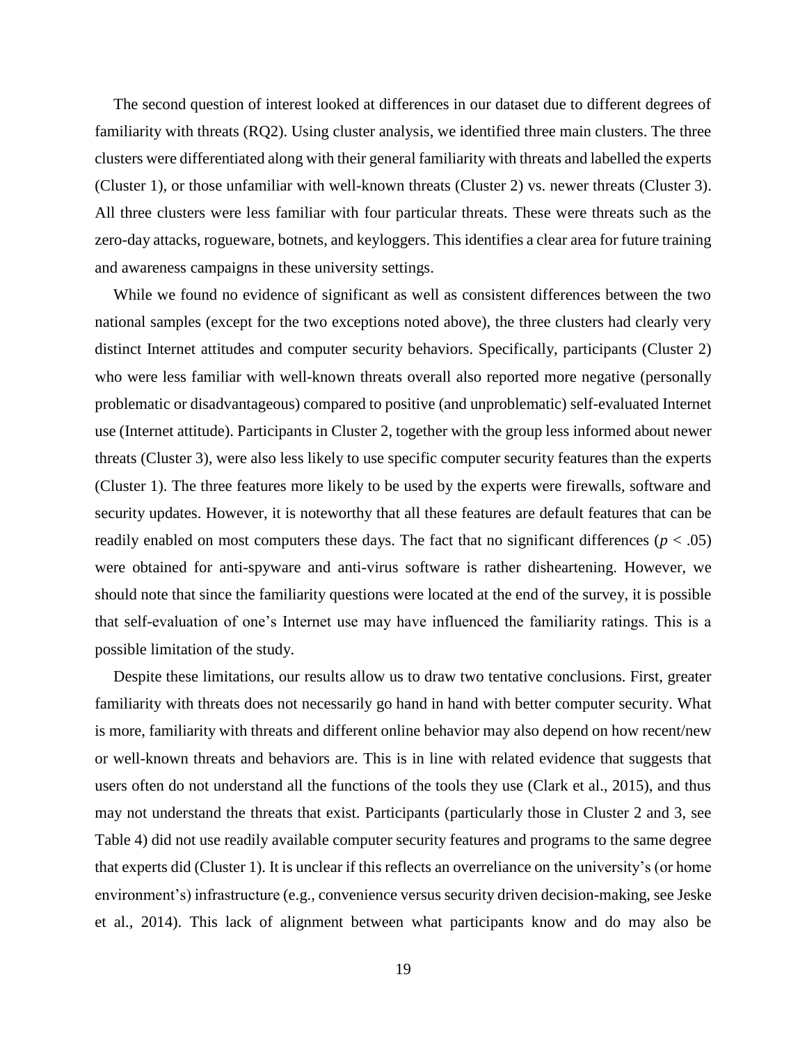The second question of interest looked at differences in our dataset due to different degrees of familiarity with threats (RQ2). Using cluster analysis, we identified three main clusters. The three clusters were differentiated along with their general familiarity with threats and labelled the experts (Cluster 1), or those unfamiliar with well-known threats (Cluster 2) vs. newer threats (Cluster 3). All three clusters were less familiar with four particular threats. These were threats such as the zero-day attacks, rogueware, botnets, and keyloggers. This identifies a clear area for future training and awareness campaigns in these university settings.

While we found no evidence of significant as well as consistent differences between the two national samples (except for the two exceptions noted above), the three clusters had clearly very distinct Internet attitudes and computer security behaviors. Specifically, participants (Cluster 2) who were less familiar with well-known threats overall also reported more negative (personally problematic or disadvantageous) compared to positive (and unproblematic) self-evaluated Internet use (Internet attitude). Participants in Cluster 2, together with the group less informed about newer threats (Cluster 3), were also less likely to use specific computer security features than the experts (Cluster 1). The three features more likely to be used by the experts were firewalls, software and security updates. However, it is noteworthy that all these features are default features that can be readily enabled on most computers these days. The fact that no significant differences ($p < .05$) were obtained for anti-spyware and anti-virus software is rather disheartening. However, we should note that since the familiarity questions were located at the end of the survey, it is possible that self-evaluation of one's Internet use may have influenced the familiarity ratings. This is a possible limitation of the study.

Despite these limitations, our results allow us to draw two tentative conclusions. First, greater familiarity with threats does not necessarily go hand in hand with better computer security. What is more, familiarity with threats and different online behavior may also depend on how recent/new or well-known threats and behaviors are. This is in line with related evidence that suggests that users often do not understand all the functions of the tools they use (Clark et al., 2015), and thus may not understand the threats that exist. Participants (particularly those in Cluster 2 and 3, see Table 4) did not use readily available computer security features and programs to the same degree that experts did (Cluster 1). It is unclear if this reflects an overreliance on the university's (or home environment's) infrastructure (e.g., convenience versus security driven decision-making, see Jeske et al., 2014). This lack of alignment between what participants know and do may also be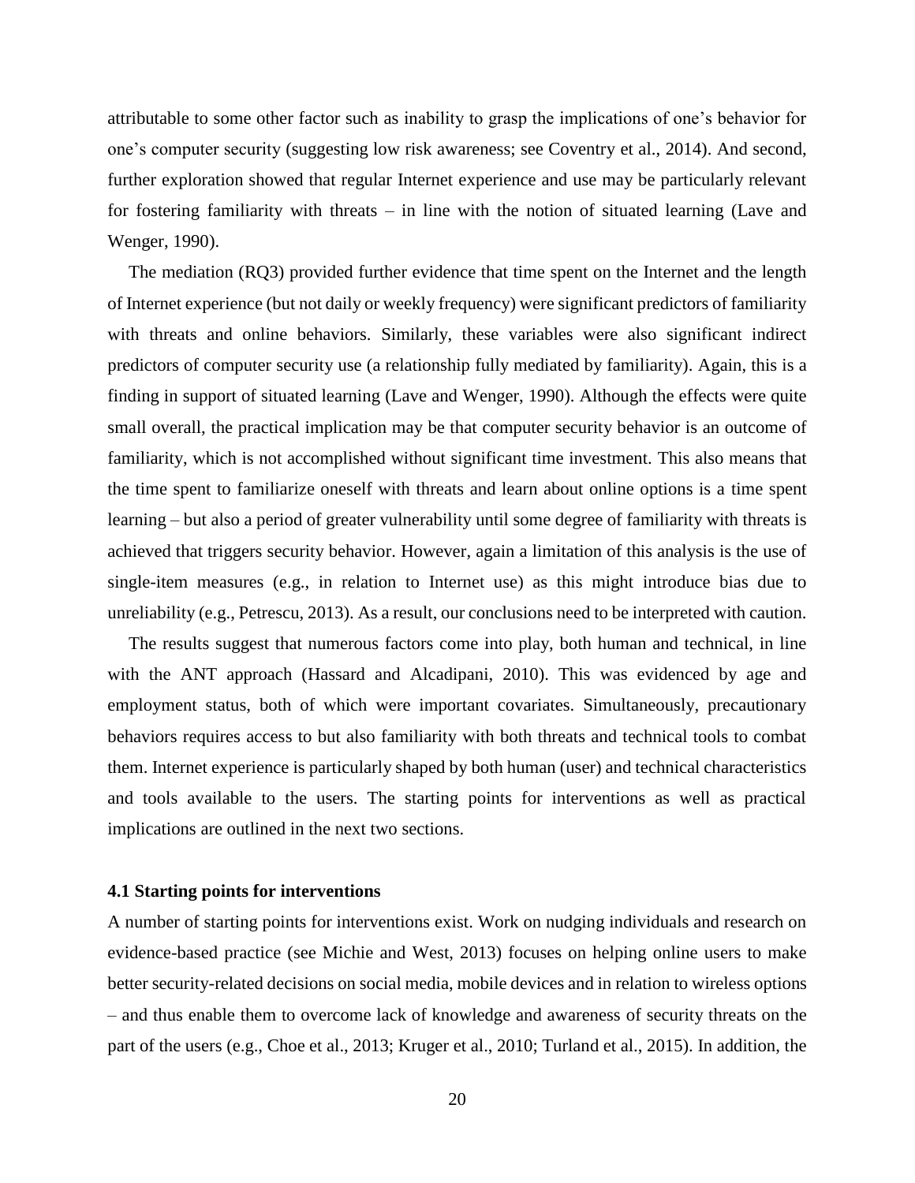attributable to some other factor such as inability to grasp the implications of one's behavior for one's computer security (suggesting low risk awareness; see Coventry et al., 2014). And second, further exploration showed that regular Internet experience and use may be particularly relevant for fostering familiarity with threats – in line with the notion of situated learning (Lave and Wenger, 1990).

The mediation (RQ3) provided further evidence that time spent on the Internet and the length of Internet experience (but not daily or weekly frequency) were significant predictors of familiarity with threats and online behaviors. Similarly, these variables were also significant indirect predictors of computer security use (a relationship fully mediated by familiarity). Again, this is a finding in support of situated learning (Lave and Wenger, 1990). Although the effects were quite small overall, the practical implication may be that computer security behavior is an outcome of familiarity, which is not accomplished without significant time investment. This also means that the time spent to familiarize oneself with threats and learn about online options is a time spent learning – but also a period of greater vulnerability until some degree of familiarity with threats is achieved that triggers security behavior. However, again a limitation of this analysis is the use of single-item measures (e.g., in relation to Internet use) as this might introduce bias due to unreliability (e.g., Petrescu, 2013). As a result, our conclusions need to be interpreted with caution.

The results suggest that numerous factors come into play, both human and technical, in line with the ANT approach (Hassard and Alcadipani, 2010). This was evidenced by age and employment status, both of which were important covariates. Simultaneously, precautionary behaviors requires access to but also familiarity with both threats and technical tools to combat them. Internet experience is particularly shaped by both human (user) and technical characteristics and tools available to the users. The starting points for interventions as well as practical implications are outlined in the next two sections.

### 4.1 Starting points for interventions

A number of starting points for interventions exist. Work on nudging individuals and research on evidence-based practice (see Michie and West, 2013) focuses on helping online users to make better security-related decisions on social media, mobile devices and in relation to wireless options – and thus enable them to overcome lack of knowledge and awareness of security threats on the part of the users (e.g., Choe et al., 2013; Kruger et al., 2010; Turland et al., 2015). In addition, the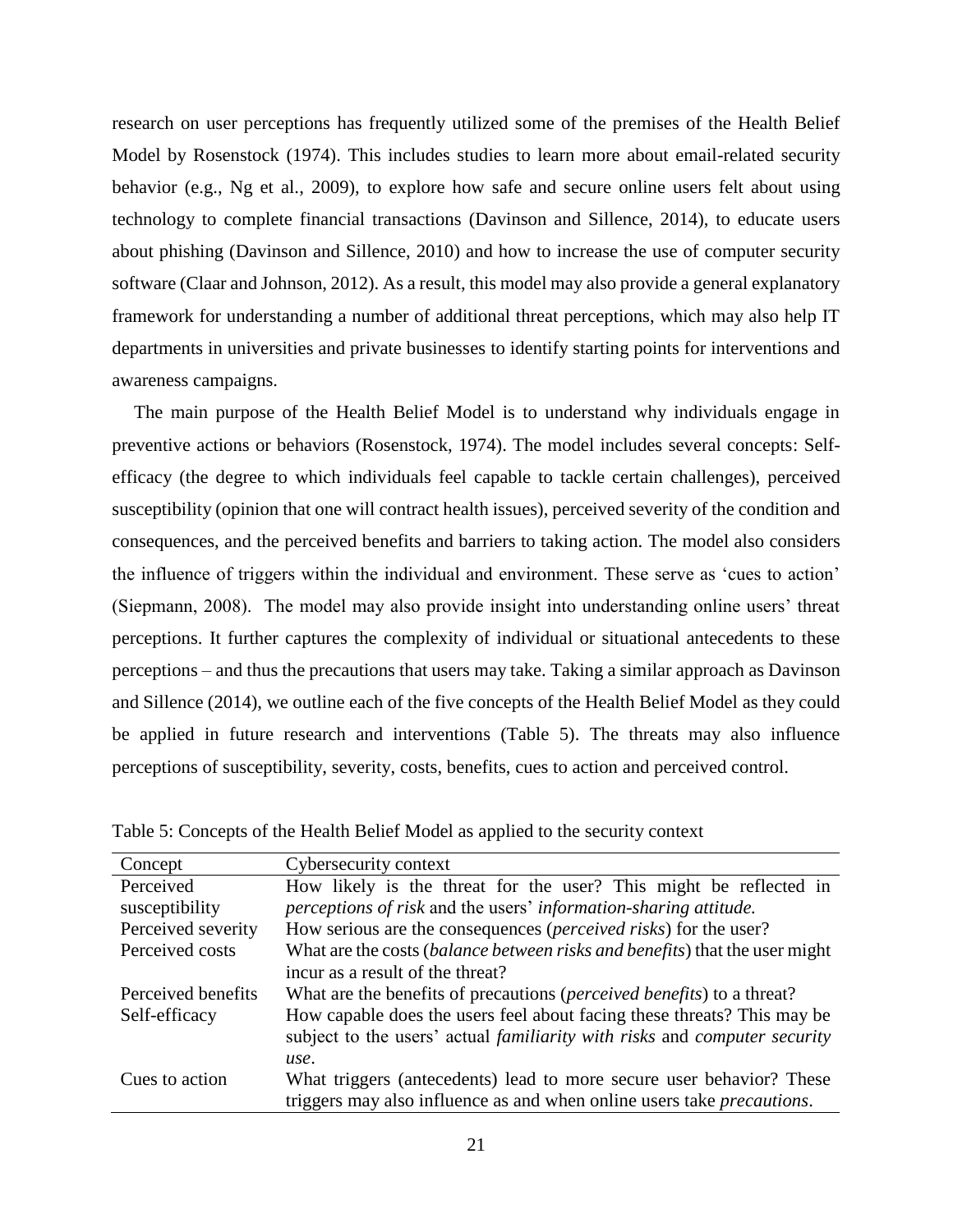research on user perceptions has frequently utilized some of the premises of the Health Belief Model by Rosenstock (1974). This includes studies to learn more about email-related security behavior (e.g., Ng et al., 2009), to explore how safe and secure online users felt about using technology to complete financial transactions (Davinson and Sillence, 2014), to educate users about phishing (Davinson and Sillence, 2010) and how to increase the use of computer security software (Claar and Johnson, 2012). As a result, this model may also provide a general explanatory framework for understanding a number of additional threat perceptions, which may also help IT departments in universities and private businesses to identify starting points for interventions and awareness campaigns.

The main purpose of the Health Belief Model is to understand why individuals engage in preventive actions or behaviors (Rosenstock, 1974). The model includes several concepts: Self-efficacy (the degree to which individuals feel capable to tackle certain challenges), perceived susceptibility (opinion that one will contract health issues), perceived severity of the condition and consequences, and the perceived benefits and barriers to taking action. The model also considers the influence of triggers within the individual and environment. These serve as 'cues to action' (Siepmann, 2008). The model may also provide insight into understanding online users' threat perceptions. It further captures the complexity of individual or situational antecedents to these perceptions – and thus the precautions that users may take. Taking a similar approach as Davinson and Sillence (2014), we outline each of the five concepts of the Health Belief Model as they could be applied in future research and interventions (Table 5). The threats may also influence perceptions of susceptibility, severity, costs, benefits, cues to action and perceived control.

Table 5: Concepts of the Health Belief Model as applied to the security context

| Concept | Cybersecurity context |
|---|---|
| Perceived susceptibility | How likely is the threat for the user? This might be reflected in *perceptions of risk* and the users' *information-sharing attitude.* |
| Perceived severity | How serious are the consequences (*perceived risks*) for the user? |
| Perceived costs | What are the costs (*balance between risks and benefits*) that the user might incur as a result of the threat? |
| Perceived benefits | What are the benefits of precautions (*perceived benefits*) to a threat? |
| Self-efficacy | How capable does the users feel about facing these threats? This may be subject to the users' actual *familiarity with risks* and *computer security use*. |
| Cues to action | What triggers (antecedents) lead to more secure user behavior? These triggers may also influence as and when online users take *precautions*. |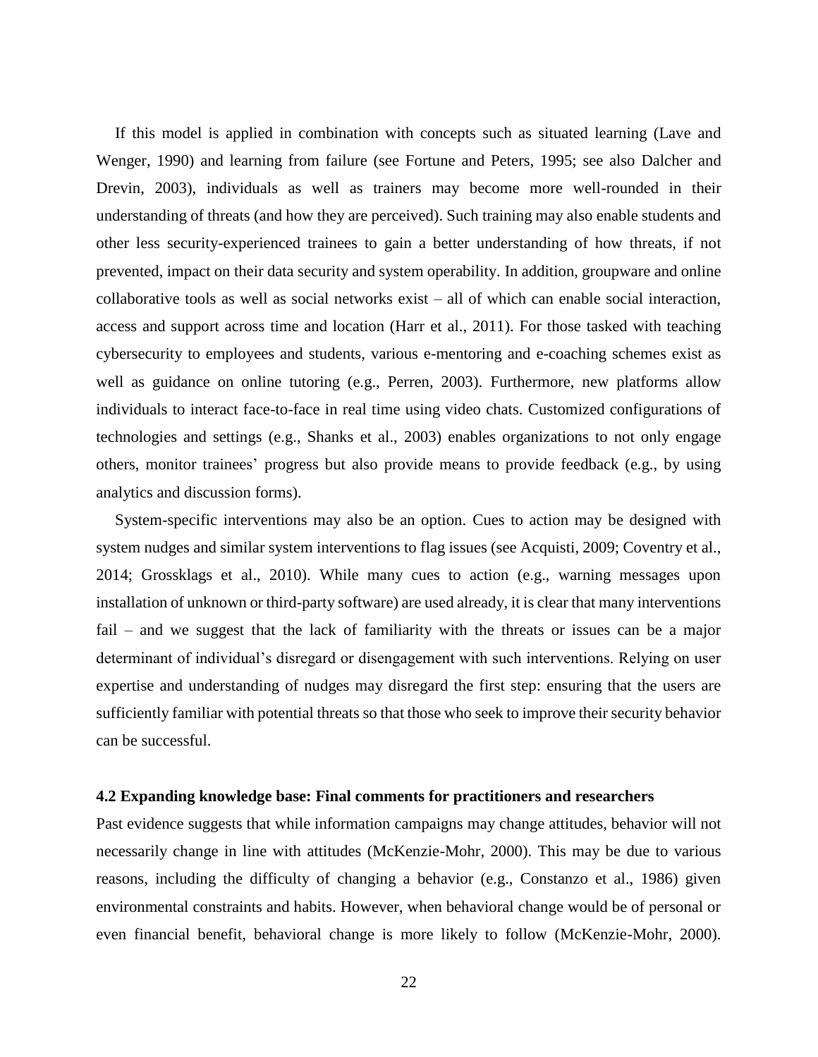If this model is applied in combination with concepts such as situated learning (Lave and Wenger, 1990) and learning from failure (see Fortune and Peters, 1995; see also Dalcher and Drevin, 2003), individuals as well as trainers may become more well-rounded in their understanding of threats (and how they are perceived). Such training may also enable students and other less security-experienced trainees to gain a better understanding of how threats, if not prevented, impact on their data security and system operability. In addition, groupware and online collaborative tools as well as social networks exist – all of which can enable social interaction, access and support across time and location (Harr et al., 2011). For those tasked with teaching cybersecurity to employees and students, various e-mentoring and e-coaching schemes exist as well as guidance on online tutoring (e.g., Perren, 2003). Furthermore, new platforms allow individuals to interact face-to-face in real time using video chats. Customized configurations of technologies and settings (e.g., Shanks et al., 2003) enables organizations to not only engage others, monitor trainees' progress but also provide means to provide feedback (e.g., by using analytics and discussion forms).

System-specific interventions may also be an option. Cues to action may be designed with system nudges and similar system interventions to flag issues (see Acquisti, 2009; Coventry et al., 2014; Grossklags et al., 2010). While many cues to action (e.g., warning messages upon installation of unknown or third-party software) are used already, it is clear that many interventions fail – and we suggest that the lack of familiarity with the threats or issues can be a major determinant of individual's disregard or disengagement with such interventions. Relying on user expertise and understanding of nudges may disregard the first step: ensuring that the users are sufficiently familiar with potential threats so that those who seek to improve their security behavior can be successful.

### 4.2 Expanding knowledge base: Final comments for practitioners and researchers

Past evidence suggests that while information campaigns may change attitudes, behavior will not necessarily change in line with attitudes (McKenzie-Mohr, 2000). This may be due to various reasons, including the difficulty of changing a behavior (e.g., Constanzo et al., 1986) given environmental constraints and habits. However, when behavioral change would be of personal or even financial benefit, behavioral change is more likely to follow (McKenzie-Mohr, 2000).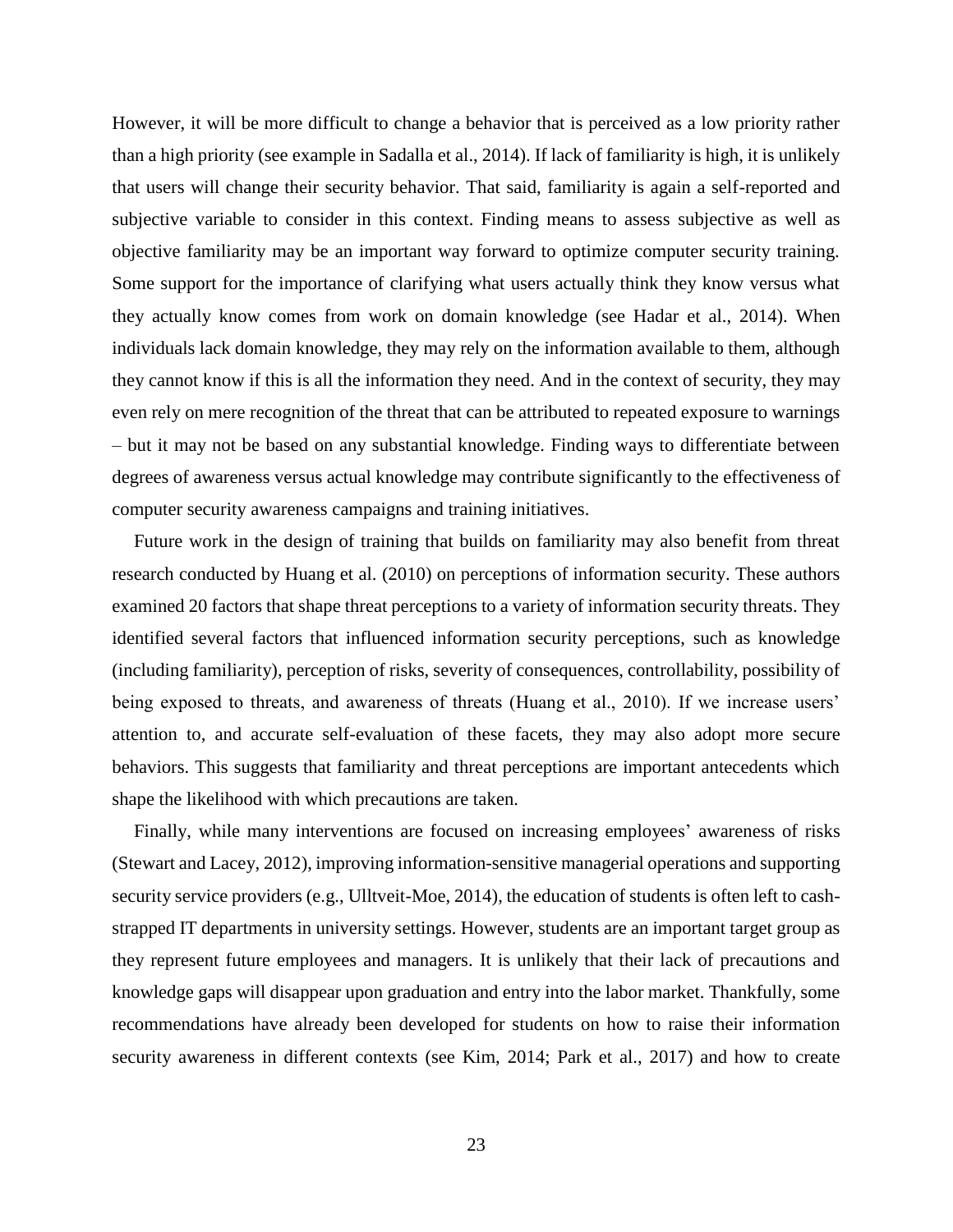However, it will be more difficult to change a behavior that is perceived as a low priority rather than a high priority (see example in Sadalla et al., 2014). If lack of familiarity is high, it is unlikely that users will change their security behavior. That said, familiarity is again a self-reported and subjective variable to consider in this context. Finding means to assess subjective as well as objective familiarity may be an important way forward to optimize computer security training. Some support for the importance of clarifying what users actually think they know versus what they actually know comes from work on domain knowledge (see Hadar et al., 2014). When individuals lack domain knowledge, they may rely on the information available to them, although they cannot know if this is all the information they need. And in the context of security, they may even rely on mere recognition of the threat that can be attributed to repeated exposure to warnings – but it may not be based on any substantial knowledge. Finding ways to differentiate between degrees of awareness versus actual knowledge may contribute significantly to the effectiveness of computer security awareness campaigns and training initiatives.

Future work in the design of training that builds on familiarity may also benefit from threat research conducted by Huang et al. (2010) on perceptions of information security. These authors examined 20 factors that shape threat perceptions to a variety of information security threats. They identified several factors that influenced information security perceptions, such as knowledge (including familiarity), perception of risks, severity of consequences, controllability, possibility of being exposed to threats, and awareness of threats (Huang et al., 2010). If we increase users' attention to, and accurate self-evaluation of these facets, they may also adopt more secure behaviors. This suggests that familiarity and threat perceptions are important antecedents which shape the likelihood with which precautions are taken.

Finally, while many interventions are focused on increasing employees' awareness of risks (Stewart and Lacey, 2012), improving information-sensitive managerial operations and supporting security service providers (e.g., Ulltveit-Moe, 2014), the education of students is often left to cash-strapped IT departments in university settings. However, students are an important target group as they represent future employees and managers. It is unlikely that their lack of precautions and knowledge gaps will disappear upon graduation and entry into the labor market. Thankfully, some recommendations have already been developed for students on how to raise their information security awareness in different contexts (see Kim, 2014; Park et al., 2017) and how to create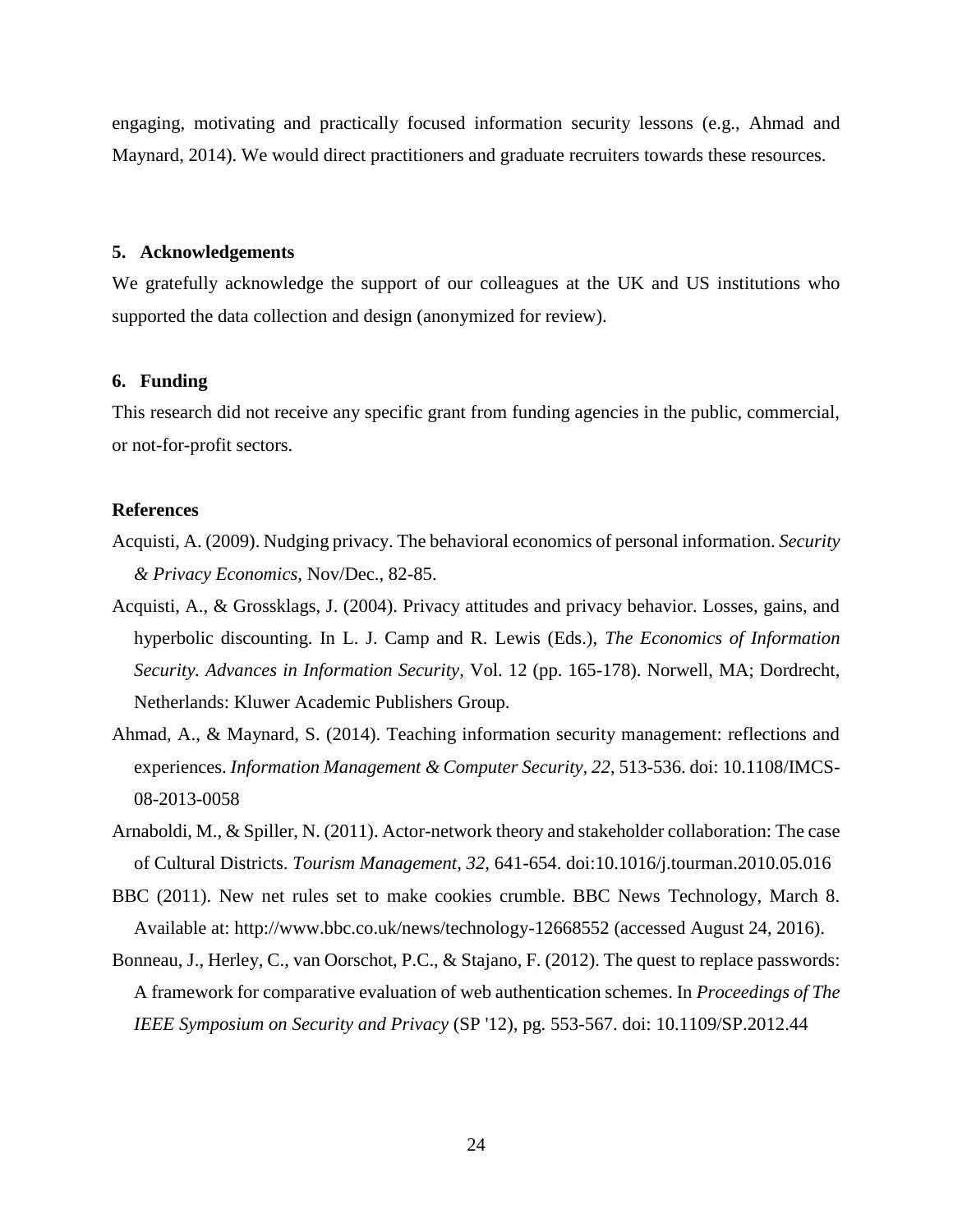engaging, motivating and practically focused information security lessons (e.g., Ahmad and Maynard, 2014). We would direct practitioners and graduate recruiters towards these resources.

## 5. Acknowledgements

We gratefully acknowledge the support of our colleagues at the UK and US institutions who supported the data collection and design (anonymized for review).

## 6. Funding

This research did not receive any specific grant from funding agencies in the public, commercial, or not-for-profit sectors.

## References

Acquisti, A. (2009). Nudging privacy. The behavioral economics of personal information. *Security & Privacy Economics*, Nov/Dec., 82-85.

Acquisti, A., & Grossklags, J. (2004). Privacy attitudes and privacy behavior. Losses, gains, and hyperbolic discounting. In L. J. Camp and R. Lewis (Eds.), *The Economics of Information Security. Advances in Information Security*, Vol. 12 (pp. 165-178). Norwell, MA; Dordrecht, Netherlands: Kluwer Academic Publishers Group.

Ahmad, A., & Maynard, S. (2014). Teaching information security management: reflections and experiences. *Information Management & Computer Security, 22*, 513-536. doi: 10.1108/IMCS-08-2013-0058

Arnaboldi, M., & Spiller, N. (2011). Actor-network theory and stakeholder collaboration: The case of Cultural Districts. *Tourism Management, 32,* 641-654. doi:10.1016/j.tourman.2010.05.016

BBC (2011). New net rules set to make cookies crumble. BBC News Technology, March 8. Available at: http://www.bbc.co.uk/news/technology-12668552 (accessed August 24, 2016).

Bonneau, J., Herley, C., van Oorschot, P.C., & Stajano, F. (2012). The quest to replace passwords: A framework for comparative evaluation of web authentication schemes. In *Proceedings of The IEEE Symposium on Security and Privacy* (SP '12), pg. 553-567. doi: 10.1109/SP.2012.44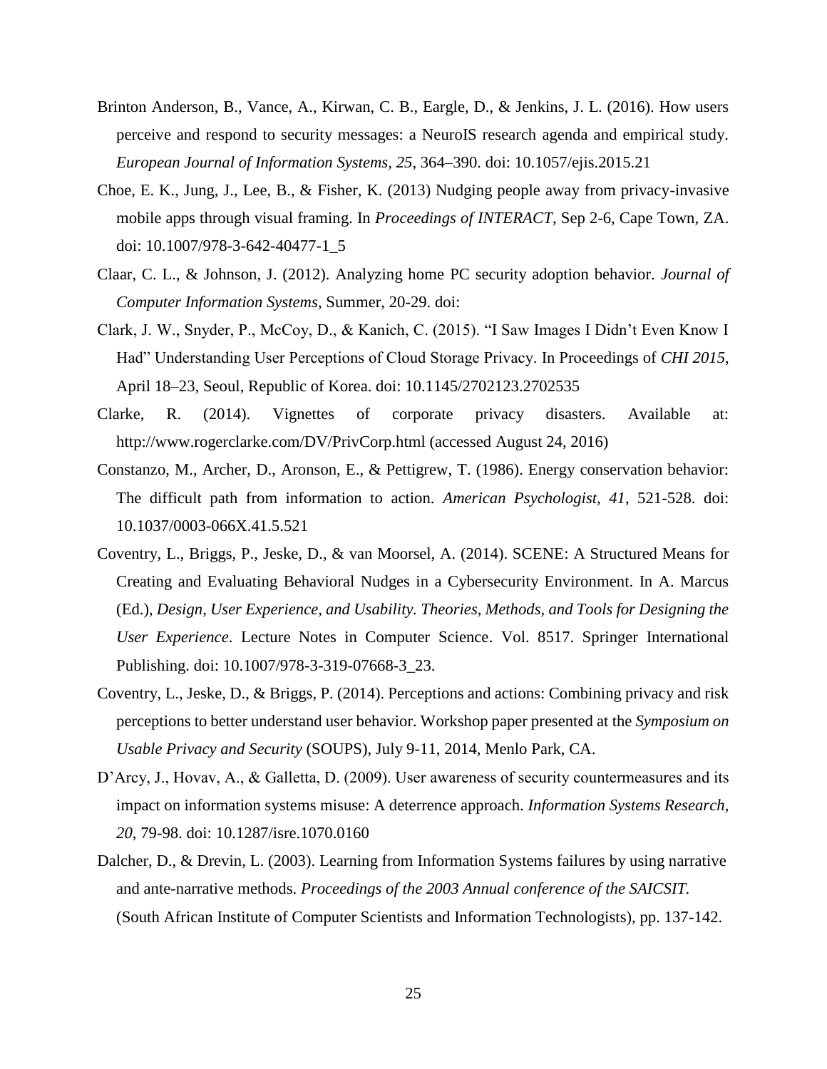Brinton Anderson, B., Vance, A., Kirwan, C. B., Eargle, D., & Jenkins, J. L. (2016). How users perceive and respond to security messages: a NeuroIS research agenda and empirical study. *European Journal of Information Systems, 25*, 364–390. doi: 10.1057/ejis.2015.21

Choe, E. K., Jung, J., Lee, B., & Fisher, K. (2013) Nudging people away from privacy-invasive mobile apps through visual framing. In *Proceedings of INTERACT*, Sep 2-6, Cape Town, ZA. doi: 10.1007/978-3-642-40477-1_5

Claar, C. L., & Johnson, J. (2012). Analyzing home PC security adoption behavior. *Journal of Computer Information Systems*, Summer, 20-29. doi:

Clark, J. W., Snyder, P., McCoy, D., & Kanich, C. (2015). "I Saw Images I Didn't Even Know I Had" Understanding User Perceptions of Cloud Storage Privacy. In Proceedings of *CHI 2015*, April 18–23, Seoul, Republic of Korea. doi: 10.1145/2702123.2702535

Clarke, R. (2014). Vignettes of corporate privacy disasters. Available at: http://www.rogerclarke.com/DV/PrivCorp.html (accessed August 24, 2016)

Constanzo, M., Archer, D., Aronson, E., & Pettigrew, T. (1986). Energy conservation behavior: The difficult path from information to action. *American Psychologist, 41*, 521-528. doi: 10.1037/0003-066X.41.5.521

Coventry, L., Briggs, P., Jeske, D., & van Moorsel, A. (2014). SCENE: A Structured Means for Creating and Evaluating Behavioral Nudges in a Cybersecurity Environment. In A. Marcus (Ed.), *Design, User Experience, and Usability. Theories, Methods, and Tools for Designing the User Experience*. Lecture Notes in Computer Science. Vol. 8517. Springer International Publishing. doi: 10.1007/978-3-319-07668-3_23.

Coventry, L., Jeske, D., & Briggs, P. (2014). Perceptions and actions: Combining privacy and risk perceptions to better understand user behavior. Workshop paper presented at the *Symposium on Usable Privacy and Security* (SOUPS), July 9-11, 2014, Menlo Park, CA.

D'Arcy, J., Hovav, A., & Galletta, D. (2009). User awareness of security countermeasures and its impact on information systems misuse: A deterrence approach. *Information Systems Research, 20*, 79-98. doi: 10.1287/isre.1070.0160

Dalcher, D., & Drevin, L. (2003). Learning from Information Systems failures by using narrative and ante-narrative methods. *Proceedings of the 2003 Annual conference of the SAICSIT.* (South African Institute of Computer Scientists and Information Technologists), pp. 137-142.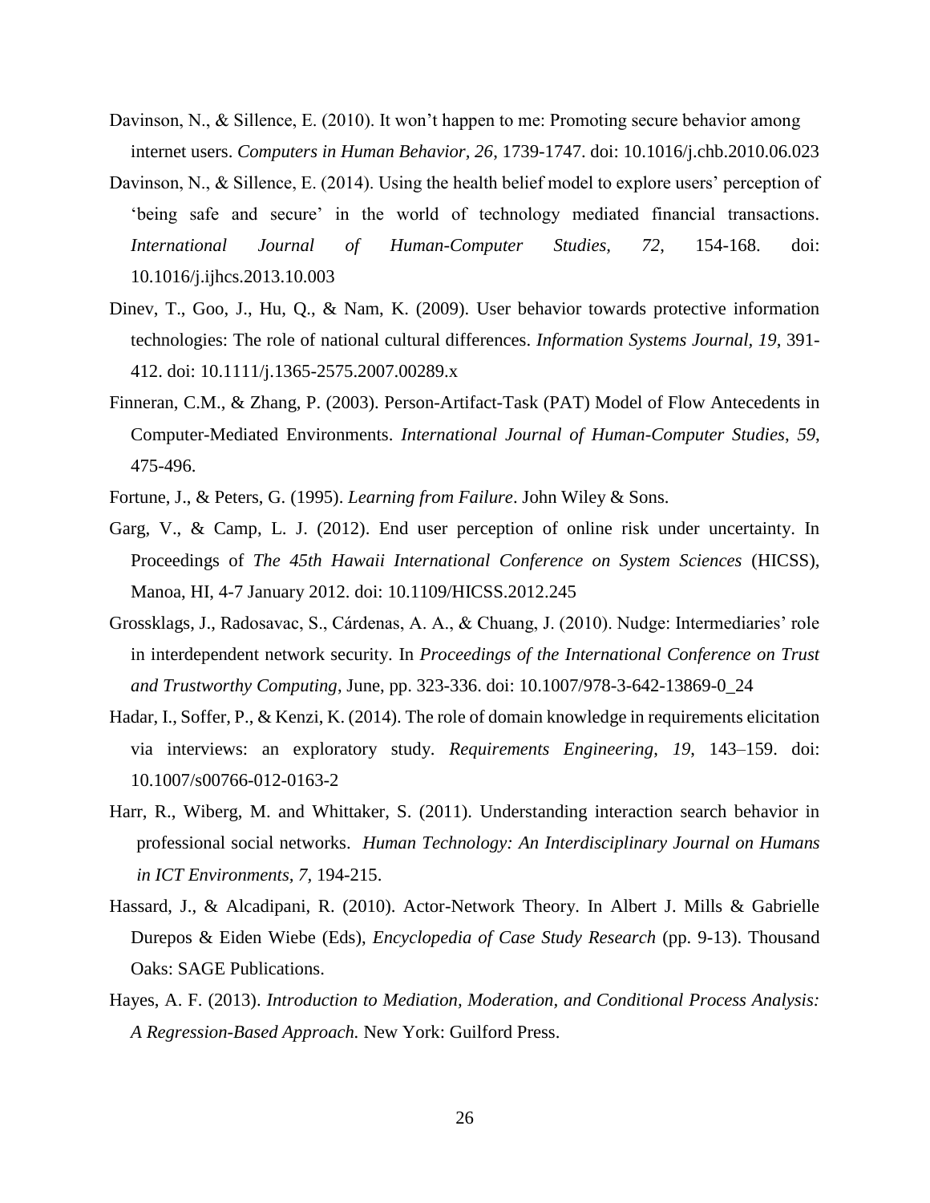Davinson, N., & Sillence, E. (2010). It won't happen to me: Promoting secure behavior among internet users. *Computers in Human Behavior, 26*, 1739-1747. doi: 10.1016/j.chb.2010.06.023

Davinson, N., & Sillence, E. (2014). Using the health belief model to explore users' perception of 'being safe and secure' in the world of technology mediated financial transactions. *International Journal of Human-Computer Studies, 72*, 154-168. doi: 10.1016/j.ijhcs.2013.10.003

Dinev, T., Goo, J., Hu, Q., & Nam, K. (2009). User behavior towards protective information technologies: The role of national cultural differences. *Information Systems Journal, 19*, 391-412. doi: 10.1111/j.1365-2575.2007.00289.x

Finneran, C.M., & Zhang, P. (2003). Person-Artifact-Task (PAT) Model of Flow Antecedents in Computer-Mediated Environments. *International Journal of Human-Computer Studies*, *59*, 475-496.

Fortune, J., & Peters, G. (1995). *Learning from Failure*. John Wiley & Sons.

Garg, V., & Camp, L. J. (2012). End user perception of online risk under uncertainty. In Proceedings of *The 45th Hawaii International Conference on System Sciences* (HICSS), Manoa, HI, 4-7 January 2012. doi: 10.1109/HICSS.2012.245

Grossklags, J., Radosavac, S., Cárdenas, A. A., & Chuang, J. (2010). Nudge: Intermediaries' role in interdependent network security. In *Proceedings of the International Conference on Trust and Trustworthy Computing*, June, pp. 323-336. doi: 10.1007/978-3-642-13869-0_24

Hadar, I., Soffer, P., & Kenzi, K. (2014). The role of domain knowledge in requirements elicitation via interviews: an exploratory study. *Requirements Engineering*, *19*, 143–159. doi: 10.1007/s00766-012-0163-2

Harr, R., Wiberg, M. and Whittaker, S. (2011). Understanding interaction search behavior in professional social networks. *Human Technology: An Interdisciplinary Journal on Humans in ICT Environments, 7,* 194-215.

Hassard, J., & Alcadipani, R. (2010). Actor-Network Theory. In Albert J. Mills & Gabrielle Durepos & Eiden Wiebe (Eds), *Encyclopedia of Case Study Research* (pp. 9-13). Thousand Oaks: SAGE Publications.

Hayes, A. F. (2013). *Introduction to Mediation, Moderation, and Conditional Process Analysis: A Regression-Based Approach.* New York: Guilford Press.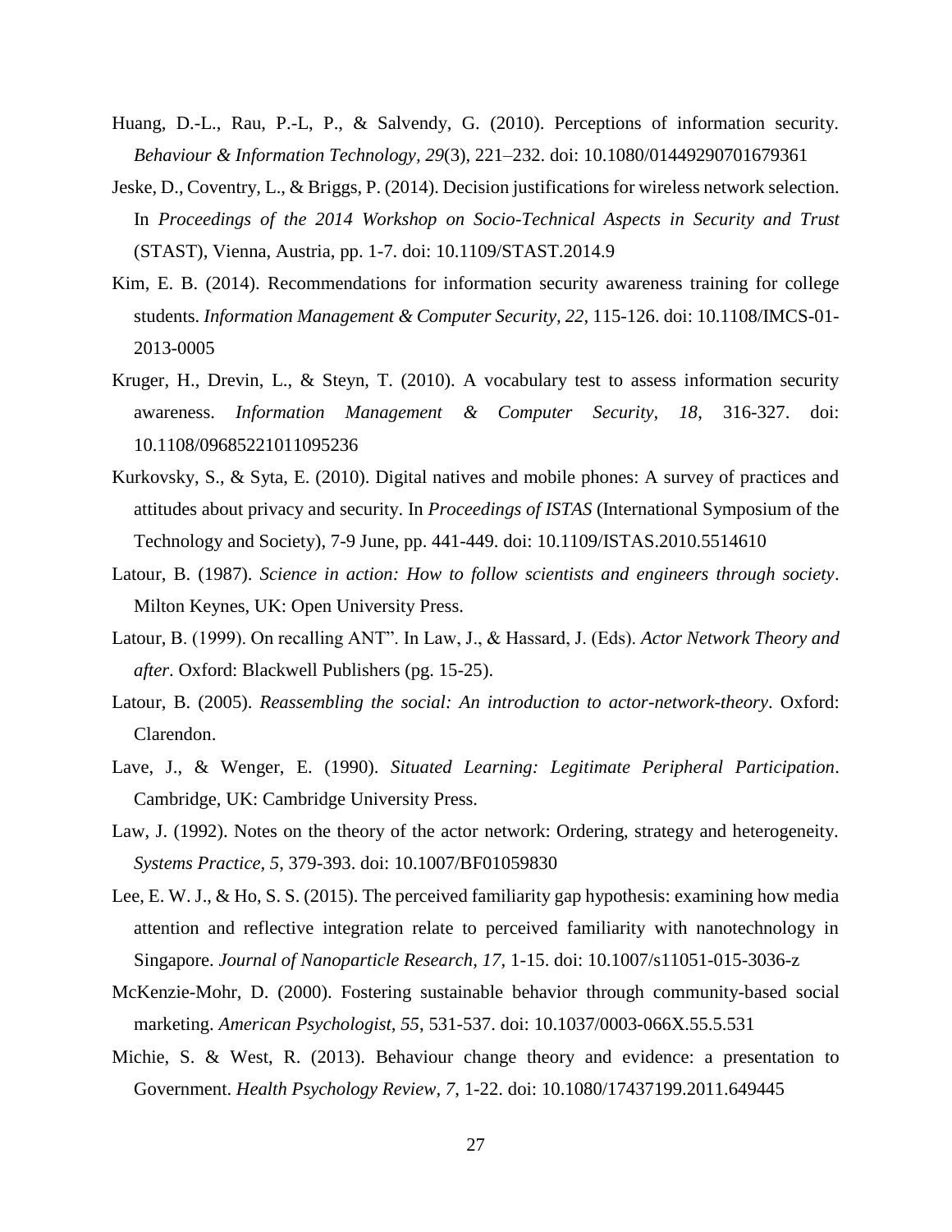Huang, D.-L., Rau, P.-L, P., & Salvendy, G. (2010). Perceptions of information security. *Behaviour & Information Technology, 29*(3), 221–232. doi: 10.1080/01449290701679361

Jeske, D., Coventry, L., & Briggs, P. (2014). Decision justifications for wireless network selection. In *Proceedings of the 2014 Workshop on Socio-Technical Aspects in Security and Trust* (STAST), Vienna, Austria, pp. 1-7. doi: 10.1109/STAST.2014.9

Kim, E. B. (2014). Recommendations for information security awareness training for college students. *Information Management & Computer Security, 22,* 115-126. doi: 10.1108/IMCS-01-2013-0005

Kruger, H., Drevin, L., & Steyn, T. (2010). A vocabulary test to assess information security awareness. *Information Management & Computer Security, 18*, 316-327. doi: 10.1108/09685221011095236

Kurkovsky, S., & Syta, E. (2010). Digital natives and mobile phones: A survey of practices and attitudes about privacy and security. In *Proceedings of ISTAS* (International Symposium of the Technology and Society), 7-9 June, pp. 441-449. doi: 10.1109/ISTAS.2010.5514610

Latour, B. (1987). *Science in action: How to follow scientists and engineers through society*. Milton Keynes, UK: Open University Press.

Latour, B. (1999). On recalling ANT". In Law, J., & Hassard, J. (Eds). *Actor Network Theory and after*. Oxford: Blackwell Publishers (pg. 15-25).

Latour, B. (2005). *Reassembling the social: An introduction to actor-network-theory*. Oxford: Clarendon.

Lave, J., & Wenger, E. (1990). *Situated Learning: Legitimate Peripheral Participation*. Cambridge, UK: Cambridge University Press.

Law, J. (1992). Notes on the theory of the actor network: Ordering, strategy and heterogeneity. *Systems Practice, 5*, 379-393. doi: 10.1007/BF01059830

Lee, E. W. J., & Ho, S. S. (2015). The perceived familiarity gap hypothesis: examining how media attention and reflective integration relate to perceived familiarity with nanotechnology in Singapore. *Journal of Nanoparticle Research, 17*, 1-15. doi: 10.1007/s11051-015-3036-z

McKenzie-Mohr, D. (2000). Fostering sustainable behavior through community-based social marketing. *American Psychologist, 55*, 531-537. doi: 10.1037/0003-066X.55.5.531

Michie, S. & West, R. (2013). Behaviour change theory and evidence: a presentation to Government. *Health Psychology Review, 7*, 1-22. doi: 10.1080/17437199.2011.649445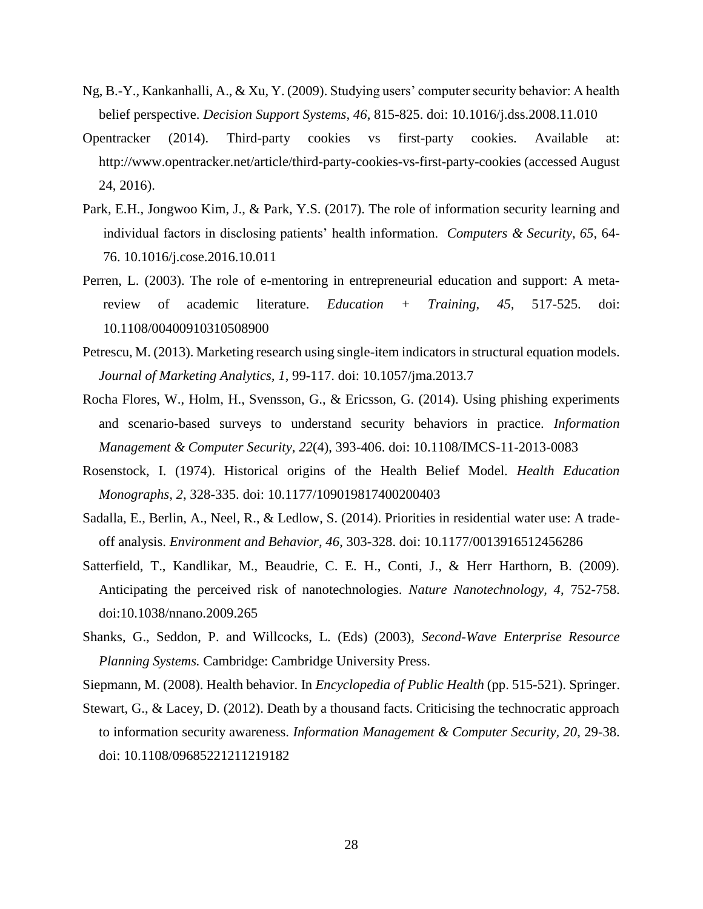Ng, B.-Y., Kankanhalli, A., & Xu, Y. (2009). Studying users' computer security behavior: A health belief perspective. *Decision Support Systems, 46*, 815-825. doi: 10.1016/j.dss.2008.11.010

Opentracker (2014). Third-party cookies vs first-party cookies. Available at: http://www.opentracker.net/article/third-party-cookies-vs-first-party-cookies (accessed August 24, 2016).

Park, E.H., Jongwoo Kim, J., & Park, Y.S. (2017). The role of information security learning and individual factors in disclosing patients' health information. *Computers & Security, 65*, 64-76. 10.1016/j.cose.2016.10.011

Perren, L. (2003). The role of e-mentoring in entrepreneurial education and support: A meta-review of academic literature. *Education + Training, 45,* 517-525. doi: 10.1108/00400910310508900

Petrescu, M. (2013). Marketing research using single-item indicators in structural equation models. *Journal of Marketing Analytics, 1*, 99-117. doi: 10.1057/jma.2013.7

Rocha Flores, W., Holm, H., Svensson, G., & Ericsson, G. (2014). Using phishing experiments and scenario-based surveys to understand security behaviors in practice. *Information Management & Computer Security, 22*(4), 393-406. doi: 10.1108/IMCS-11-2013-0083

Rosenstock, I. (1974). Historical origins of the Health Belief Model. *Health Education Monographs, 2*, 328-335. doi: 10.1177/109019817400200403

Sadalla, E., Berlin, A., Neel, R., & Ledlow, S. (2014). Priorities in residential water use: A trade-off analysis. *Environment and Behavior, 46*, 303-328. doi: 10.1177/0013916512456286

Satterfield, T., Kandlikar, M., Beaudrie, C. E. H., Conti, J., & Herr Harthorn, B. (2009). Anticipating the perceived risk of nanotechnologies. *Nature Nanotechnology, 4*, 752-758. doi:10.1038/nnano.2009.265

Shanks, G., Seddon, P. and Willcocks, L. (Eds) (2003), *Second-Wave Enterprise Resource Planning Systems.* Cambridge: Cambridge University Press.

Siepmann, M. (2008). Health behavior. In *Encyclopedia of Public Health* (pp. 515-521). Springer.

Stewart, G., & Lacey, D. (2012). Death by a thousand facts. Criticising the technocratic approach to information security awareness. *Information Management & Computer Security, 20*, 29-38. doi: 10.1108/09685221211219182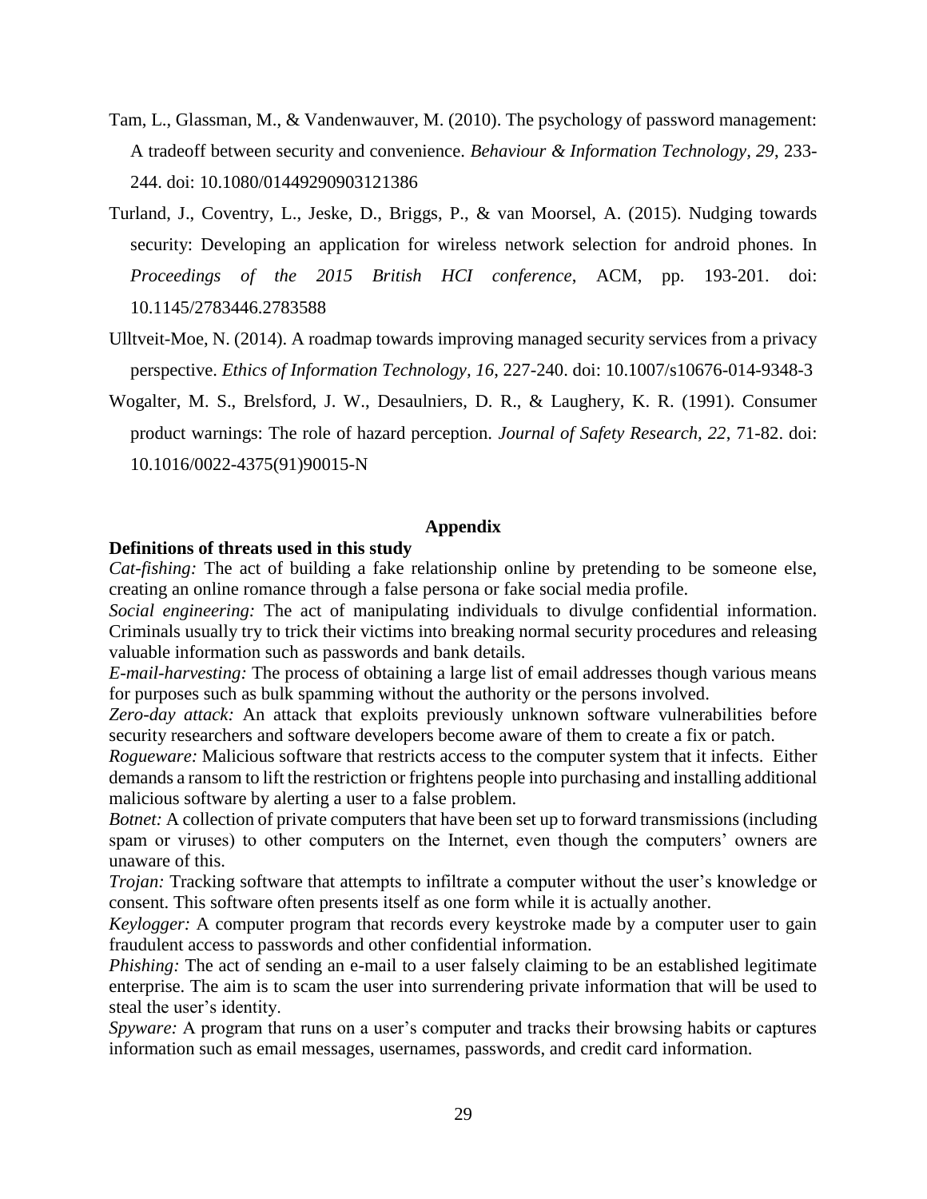Tam, L., Glassman, M., & Vandenwauver, M. (2010). The psychology of password management: A tradeoff between security and convenience. *Behaviour & Information Technology, 29*, 233-244. doi: 10.1080/01449290903121386

Turland, J., Coventry, L., Jeske, D., Briggs, P., & van Moorsel, A. (2015). Nudging towards security: Developing an application for wireless network selection for android phones. In *Proceedings of the 2015 British HCI conference*, ACM, pp. 193-201. doi: 10.1145/2783446.2783588

Ulltveit-Moe, N. (2014). A roadmap towards improving managed security services from a privacy perspective. *Ethics of Information Technology, 16*, 227-240. doi: 10.1007/s10676-014-9348-3

Wogalter, M. S., Brelsford, J. W., Desaulniers, D. R., & Laughery, K. R. (1991). Consumer product warnings: The role of hazard perception. *Journal of Safety Research, 22*, 71-82. doi: 10.1016/0022-4375(91)90015-N

## Appendix

**Definitions of threats used in this study**

*Cat-fishing:* The act of building a fake relationship online by pretending to be someone else, creating an online romance through a false persona or fake social media profile.

*Social engineering:* The act of manipulating individuals to divulge confidential information. Criminals usually try to trick their victims into breaking normal security procedures and releasing valuable information such as passwords and bank details.

*E-mail-harvesting:* The process of obtaining a large list of email addresses though various means for purposes such as bulk spamming without the authority or the persons involved.

*Zero-day attack:* An attack that exploits previously unknown software vulnerabilities before security researchers and software developers become aware of them to create a fix or patch.

*Rogueware:* Malicious software that restricts access to the computer system that it infects. Either demands a ransom to lift the restriction or frightens people into purchasing and installing additional malicious software by alerting a user to a false problem.

*Botnet:* A collection of private computers that have been set up to forward transmissions (including spam or viruses) to other computers on the Internet, even though the computers' owners are unaware of this.

*Trojan:* Tracking software that attempts to infiltrate a computer without the user's knowledge or consent. This software often presents itself as one form while it is actually another.

*Keylogger:* A computer program that records every keystroke made by a computer user to gain fraudulent access to passwords and other confidential information.

*Phishing:* The act of sending an e-mail to a user falsely claiming to be an established legitimate enterprise. The aim is to scam the user into surrendering private information that will be used to steal the user's identity.

*Spyware:* A program that runs on a user's computer and tracks their browsing habits or captures information such as email messages, usernames, passwords, and credit card information.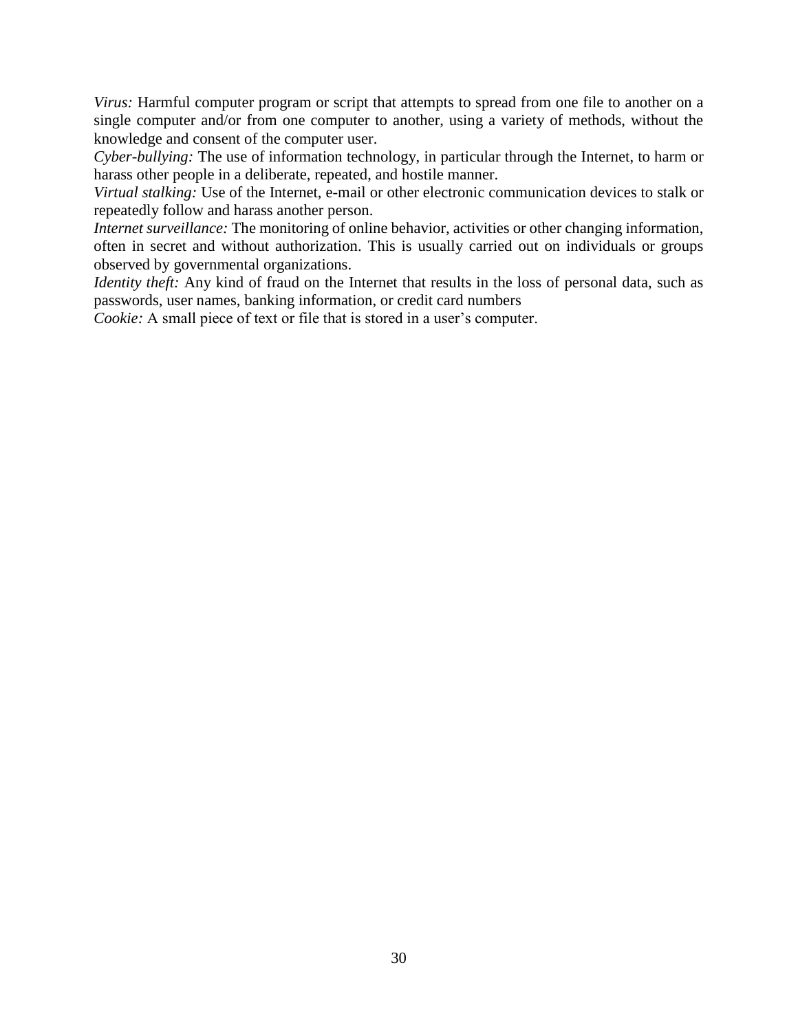*Virus:* Harmful computer program or script that attempts to spread from one file to another on a single computer and/or from one computer to another, using a variety of methods, without the knowledge and consent of the computer user.
*Cyber-bullying:* The use of information technology, in particular through the Internet, to harm or harass other people in a deliberate, repeated, and hostile manner.
*Virtual stalking:* Use of the Internet, e-mail or other electronic communication devices to stalk or repeatedly follow and harass another person.
*Internet surveillance:* The monitoring of online behavior, activities or other changing information, often in secret and without authorization. This is usually carried out on individuals or groups observed by governmental organizations.
*Identity theft:* Any kind of fraud on the Internet that results in the loss of personal data, such as passwords, user names, banking information, or credit card numbers
*Cookie:* A small piece of text or file that is stored in a user's computer.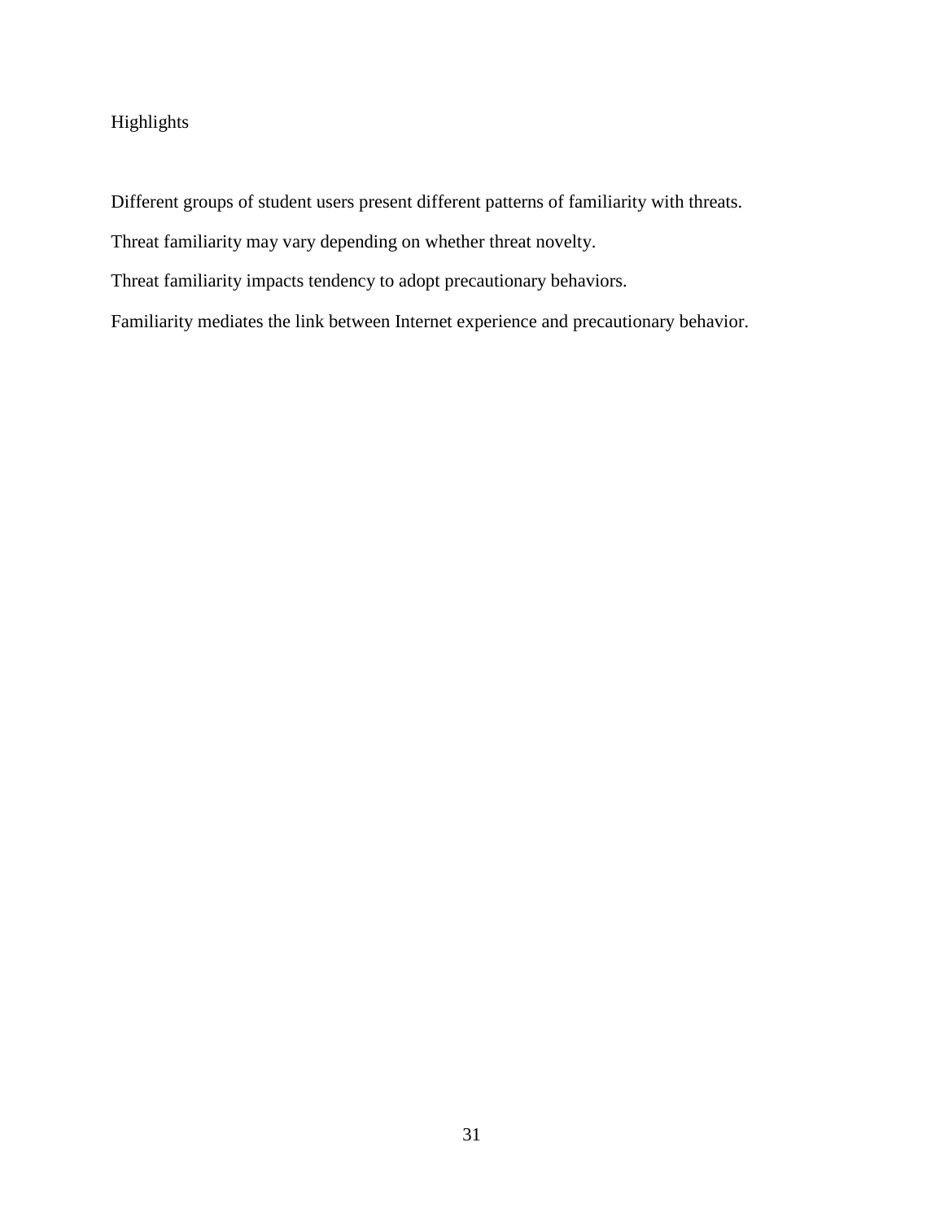# Highlights

Different groups of student users present different patterns of familiarity with threats.

Threat familiarity may vary depending on whether threat novelty.

Threat familiarity impacts tendency to adopt precautionary behaviors.

Familiarity mediates the link between Internet experience and precautionary behavior.